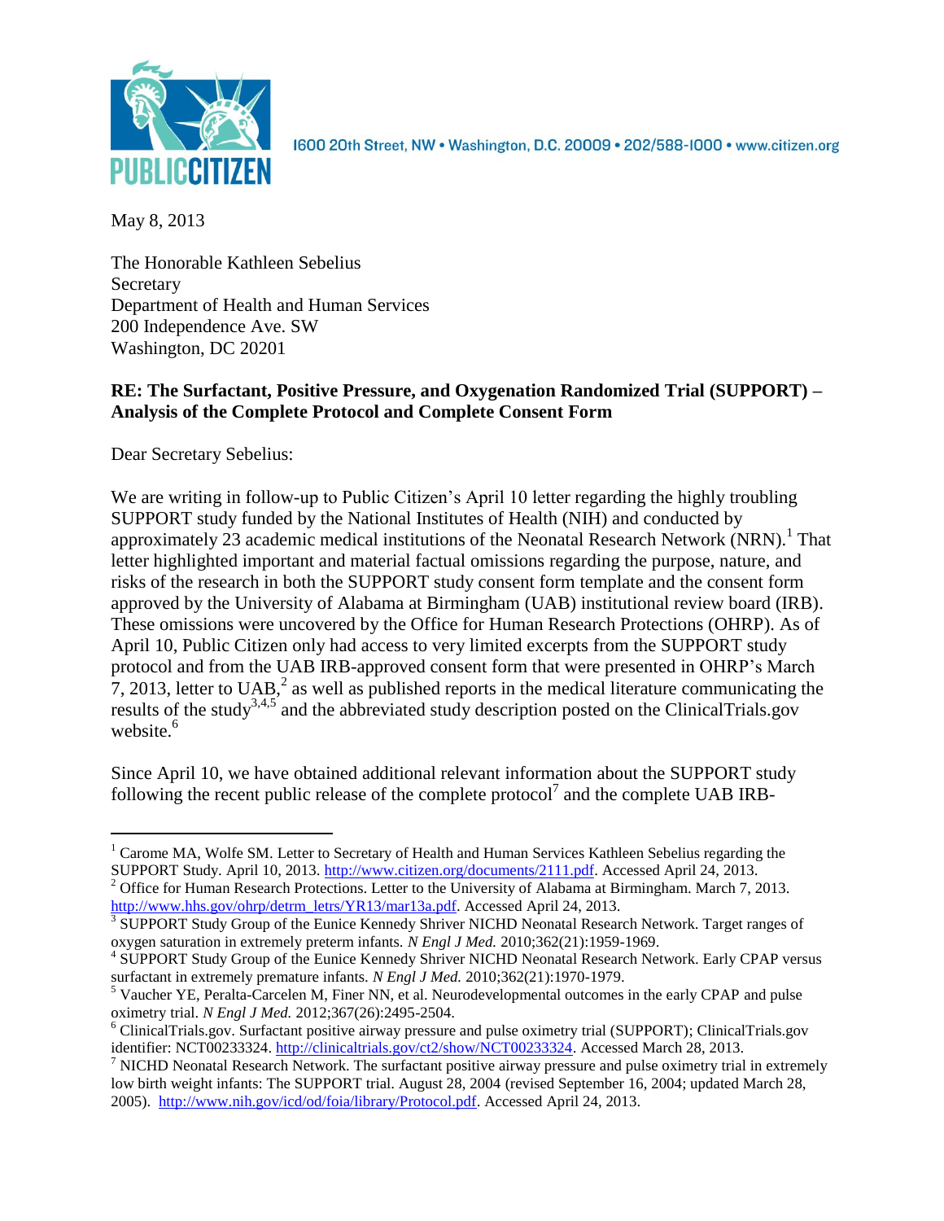PUBLIC CITIZEN

1600 20th Street, NW • Washington, D.C. 20009 • 202/588-1000 • www.citizen.org

May 8, 2013

The Honorable Kathleen Sebelius
Secretary
Department of Health and Human Services
200 Independence Ave. SW
Washington, DC 20201

**RE: The Surfactant, Positive Pressure, and Oxygenation Randomized Trial (SUPPORT) – Analysis of the Complete Protocol and Complete Consent Form**

Dear Secretary Sebelius:

We are writing in follow-up to Public Citizen's April 10 letter regarding the highly troubling SUPPORT study funded by the National Institutes of Health (NIH) and conducted by approximately 23 academic medical institutions of the Neonatal Research Network (NRN).[1] That letter highlighted important and material factual omissions regarding the purpose, nature, and risks of the research in both the SUPPORT study consent form template and the consent form approved by the University of Alabama at Birmingham (UAB) institutional review board (IRB). These omissions were uncovered by the Office for Human Research Protections (OHRP). As of April 10, Public Citizen only had access to very limited excerpts from the SUPPORT study protocol and from the UAB IRB-approved consent form that were presented in OHRP's March 7, 2013, letter to UAB,[2] as well as published reports in the medical literature communicating the results of the study[3,4,5] and the abbreviated study description posted on the ClinicalTrials.gov website.[6]

Since April 10, we have obtained additional relevant information about the SUPPORT study following the recent public release of the complete protocol[7] and the complete UAB IRB-

---

[1] Carome MA, Wolfe SM. Letter to Secretary of Health and Human Services Kathleen Sebelius regarding the SUPPORT Study. April 10, 2013. http://www.citizen.org/documents/2111.pdf. Accessed April 24, 2013.

[2] Office for Human Research Protections. Letter to the University of Alabama at Birmingham. March 7, 2013. http://www.hhs.gov/ohrp/detrm_letrs/YR13/mar13a.pdf. Accessed April 24, 2013.

[3] SUPPORT Study Group of the Eunice Kennedy Shriver NICHD Neonatal Research Network. Target ranges of oxygen saturation in extremely preterm infants. *N Engl J Med.* 2010;362(21):1959-1969.

[4] SUPPORT Study Group of the Eunice Kennedy Shriver NICHD Neonatal Research Network. Early CPAP versus surfactant in extremely premature infants. *N Engl J Med.* 2010;362(21):1970-1979.

[5] Vaucher YE, Peralta-Carcelen M, Finer NN, et al. Neurodevelopmental outcomes in the early CPAP and pulse oximetry trial. *N Engl J Med.* 2012;367(26):2495-2504.

[6] ClinicalTrials.gov. Surfactant positive airway pressure and pulse oximetry trial (SUPPORT); ClinicalTrials.gov identifier: NCT00233324. http://clinicaltrials.gov/ct2/show/NCT00233324. Accessed March 28, 2013.

[7] NICHD Neonatal Research Network. The surfactant positive airway pressure and pulse oximetry trial in extremely low birth weight infants: The SUPPORT trial. August 28, 2004 (revised September 16, 2004; updated March 28, 2005). http://www.nih.gov/icd/od/foia/library/Protocol.pdf. Accessed April 24, 2013.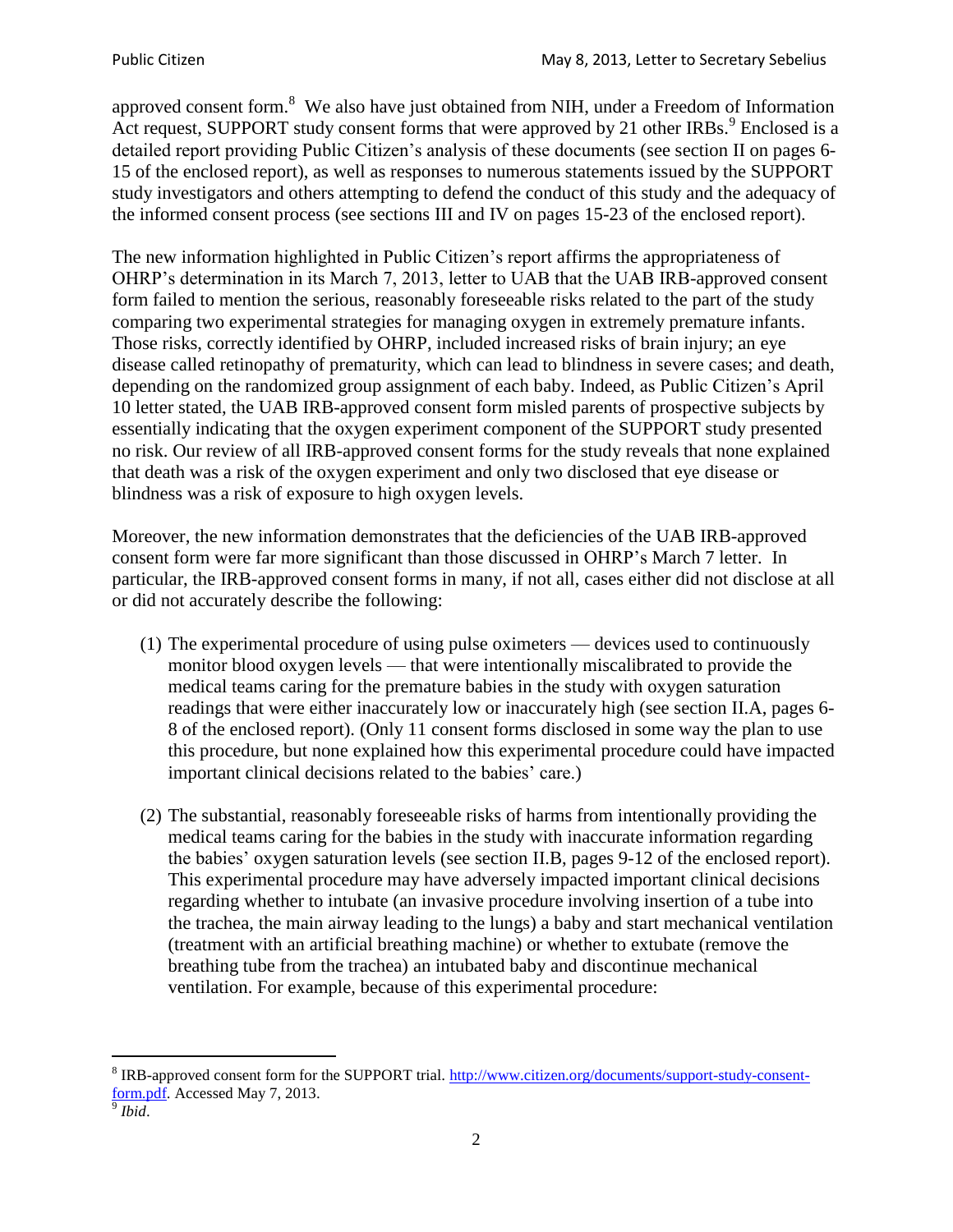approved consent form.[8] We also have just obtained from NIH, under a Freedom of Information Act request, SUPPORT study consent forms that were approved by 21 other IRBs.[9] Enclosed is a detailed report providing Public Citizen's analysis of these documents (see section II on pages 6-15 of the enclosed report), as well as responses to numerous statements issued by the SUPPORT study investigators and others attempting to defend the conduct of this study and the adequacy of the informed consent process (see sections III and IV on pages 15-23 of the enclosed report).

The new information highlighted in Public Citizen's report affirms the appropriateness of OHRP's determination in its March 7, 2013, letter to UAB that the UAB IRB-approved consent form failed to mention the serious, reasonably foreseeable risks related to the part of the study comparing two experimental strategies for managing oxygen in extremely premature infants. Those risks, correctly identified by OHRP, included increased risks of brain injury; an eye disease called retinopathy of prematurity, which can lead to blindness in severe cases; and death, depending on the randomized group assignment of each baby. Indeed, as Public Citizen's April 10 letter stated, the UAB IRB-approved consent form misled parents of prospective subjects by essentially indicating that the oxygen experiment component of the SUPPORT study presented no risk. Our review of all IRB-approved consent forms for the study reveals that none explained that death was a risk of the oxygen experiment and only two disclosed that eye disease or blindness was a risk of exposure to high oxygen levels.

Moreover, the new information demonstrates that the deficiencies of the UAB IRB-approved consent form were far more significant than those discussed in OHRP's March 7 letter. In particular, the IRB-approved consent forms in many, if not all, cases either did not disclose at all or did not accurately describe the following:

1. The experimental procedure of using pulse oximeters — devices used to continuously monitor blood oxygen levels — that were intentionally miscalibrated to provide the medical teams caring for the premature babies in the study with oxygen saturation readings that were either inaccurately low or inaccurately high (see section II.A, pages 6-8 of the enclosed report). (Only 11 consent forms disclosed in some way the plan to use this procedure, but none explained how this experimental procedure could have impacted important clinical decisions related to the babies' care.)

2. The substantial, reasonably foreseeable risks of harms from intentionally providing the medical teams caring for the babies in the study with inaccurate information regarding the babies' oxygen saturation levels (see section II.B, pages 9-12 of the enclosed report). This experimental procedure may have adversely impacted important clinical decisions regarding whether to intubate (an invasive procedure involving insertion of a tube into the trachea, the main airway leading to the lungs) a baby and start mechanical ventilation (treatment with an artificial breathing machine) or whether to extubate (remove the breathing tube from the trachea) an intubated baby and discontinue mechanical ventilation. For example, because of this experimental procedure:

---

[8] IRB-approved consent form for the SUPPORT trial. http://www.citizen.org/documents/support-study-consent-form.pdf. Accessed May 7, 2013.

[9] *Ibid*.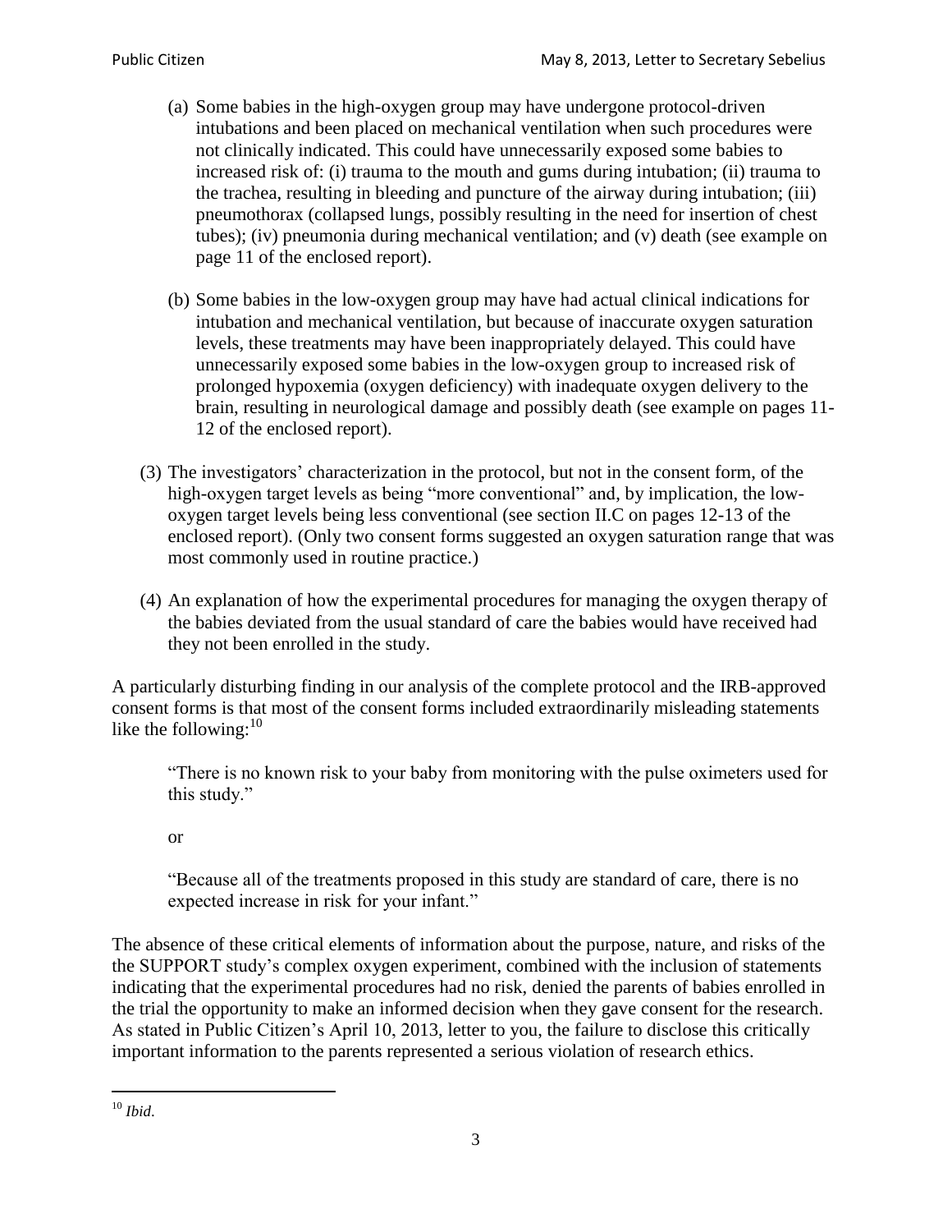(a) Some babies in the high-oxygen group may have undergone protocol-driven intubations and been placed on mechanical ventilation when such procedures were not clinically indicated. This could have unnecessarily exposed some babies to increased risk of: (i) trauma to the mouth and gums during intubation; (ii) trauma to the trachea, resulting in bleeding and puncture of the airway during intubation; (iii) pneumothorax (collapsed lungs, possibly resulting in the need for insertion of chest tubes); (iv) pneumonia during mechanical ventilation; and (v) death (see example on page 11 of the enclosed report).

(b) Some babies in the low-oxygen group may have had actual clinical indications for intubation and mechanical ventilation, but because of inaccurate oxygen saturation levels, these treatments may have been inappropriately delayed. This could have unnecessarily exposed some babies in the low-oxygen group to increased risk of prolonged hypoxemia (oxygen deficiency) with inadequate oxygen delivery to the brain, resulting in neurological damage and possibly death (see example on pages 11-12 of the enclosed report).

(3) The investigators' characterization in the protocol, but not in the consent form, of the high-oxygen target levels as being "more conventional" and, by implication, the low-oxygen target levels being less conventional (see section II.C on pages 12-13 of the enclosed report). (Only two consent forms suggested an oxygen saturation range that was most commonly used in routine practice.)

(4) An explanation of how the experimental procedures for managing the oxygen therapy of the babies deviated from the usual standard of care the babies would have received had they not been enrolled in the study.

A particularly disturbing finding in our analysis of the complete protocol and the IRB-approved consent forms is that most of the consent forms included extraordinarily misleading statements like the following:[10]

> "There is no known risk to your baby from monitoring with the pulse oximeters used for this study."
>
> or
>
> "Because all of the treatments proposed in this study are standard of care, there is no expected increase in risk for your infant."

The absence of these critical elements of information about the purpose, nature, and risks of the the SUPPORT study's complex oxygen experiment, combined with the inclusion of statements indicating that the experimental procedures had no risk, denied the parents of babies enrolled in the trial the opportunity to make an informed decision when they gave consent for the research. As stated in Public Citizen's April 10, 2013, letter to you, the failure to disclose this critically important information to the parents represented a serious violation of research ethics.

---

[10] *Ibid.*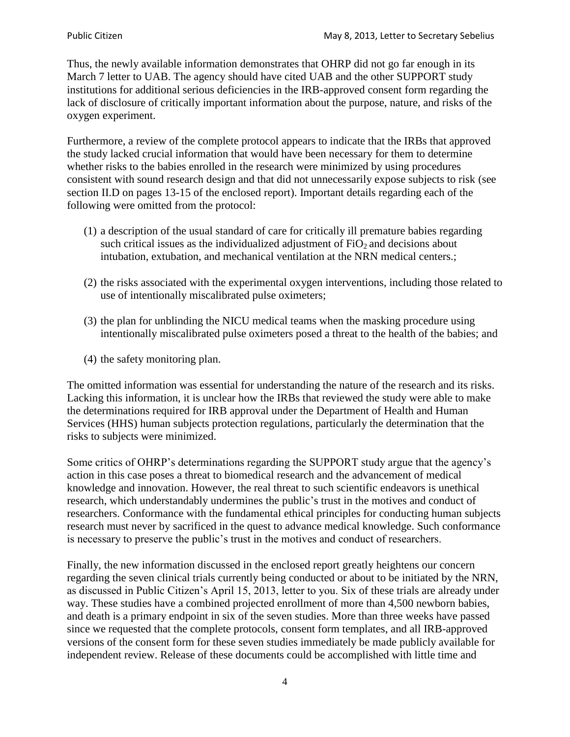Thus, the newly available information demonstrates that OHRP did not go far enough in its March 7 letter to UAB. The agency should have cited UAB and the other SUPPORT study institutions for additional serious deficiencies in the IRB-approved consent form regarding the lack of disclosure of critically important information about the purpose, nature, and risks of the oxygen experiment.

Furthermore, a review of the complete protocol appears to indicate that the IRBs that approved the study lacked crucial information that would have been necessary for them to determine whether risks to the babies enrolled in the research were minimized by using procedures consistent with sound research design and that did not unnecessarily expose subjects to risk (see section II.D on pages 13-15 of the enclosed report). Important details regarding each of the following were omitted from the protocol:

(1) a description of the usual standard of care for critically ill premature babies regarding such critical issues as the individualized adjustment of $FiO_2$ and decisions about intubation, extubation, and mechanical ventilation at the NRN medical centers.;

(2) the risks associated with the experimental oxygen interventions, including those related to use of intentionally miscalibrated pulse oximeters;

(3) the plan for unblinding the NICU medical teams when the masking procedure using intentionally miscalibrated pulse oximeters posed a threat to the health of the babies; and

(4) the safety monitoring plan.

The omitted information was essential for understanding the nature of the research and its risks. Lacking this information, it is unclear how the IRBs that reviewed the study were able to make the determinations required for IRB approval under the Department of Health and Human Services (HHS) human subjects protection regulations, particularly the determination that the risks to subjects were minimized.

Some critics of OHRP's determinations regarding the SUPPORT study argue that the agency's action in this case poses a threat to biomedical research and the advancement of medical knowledge and innovation. However, the real threat to such scientific endeavors is unethical research, which understandably undermines the public's trust in the motives and conduct of researchers. Conformance with the fundamental ethical principles for conducting human subjects research must never by sacrificed in the quest to advance medical knowledge. Such conformance is necessary to preserve the public's trust in the motives and conduct of researchers.

Finally, the new information discussed in the enclosed report greatly heightens our concern regarding the seven clinical trials currently being conducted or about to be initiated by the NRN, as discussed in Public Citizen's April 15, 2013, letter to you. Six of these trials are already under way. These studies have a combined projected enrollment of more than 4,500 newborn babies, and death is a primary endpoint in six of the seven studies. More than three weeks have passed since we requested that the complete protocols, consent form templates, and all IRB-approved versions of the consent form for these seven studies immediately be made publicly available for independent review. Release of these documents could be accomplished with little time and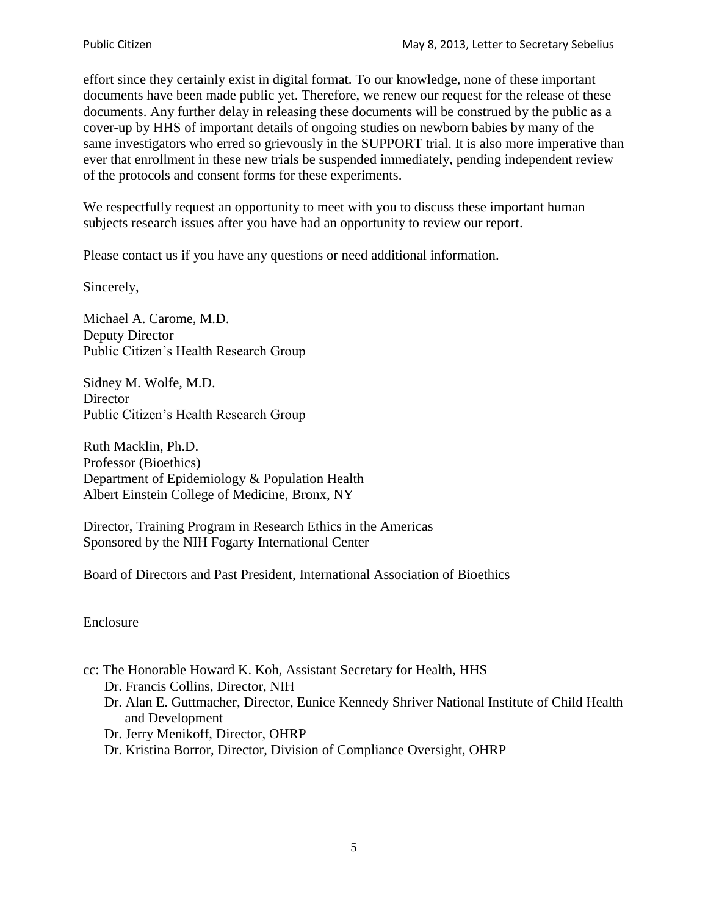effort since they certainly exist in digital format. To our knowledge, none of these important documents have been made public yet. Therefore, we renew our request for the release of these documents. Any further delay in releasing these documents will be construed by the public as a cover-up by HHS of important details of ongoing studies on newborn babies by many of the same investigators who erred so grievously in the SUPPORT trial. It is also more imperative than ever that enrollment in these new trials be suspended immediately, pending independent review of the protocols and consent forms for these experiments.

We respectfully request an opportunity to meet with you to discuss these important human subjects research issues after you have had an opportunity to review our report.

Please contact us if you have any questions or need additional information.

Sincerely,

Michael A. Carome, M.D.
Deputy Director
Public Citizen's Health Research Group

Sidney M. Wolfe, M.D.
Director
Public Citizen's Health Research Group

Ruth Macklin, Ph.D.
Professor (Bioethics)
Department of Epidemiology & Population Health
Albert Einstein College of Medicine, Bronx, NY

Director, Training Program in Research Ethics in the Americas
Sponsored by the NIH Fogarty International Center

Board of Directors and Past President, International Association of Bioethics

Enclosure

cc: The Honorable Howard K. Koh, Assistant Secretary for Health, HHS
Dr. Francis Collins, Director, NIH
Dr. Alan E. Guttmacher, Director, Eunice Kennedy Shriver National Institute of Child Health and Development
Dr. Jerry Menikoff, Director, OHRP
Dr. Kristina Borror, Director, Division of Compliance Oversight, OHRP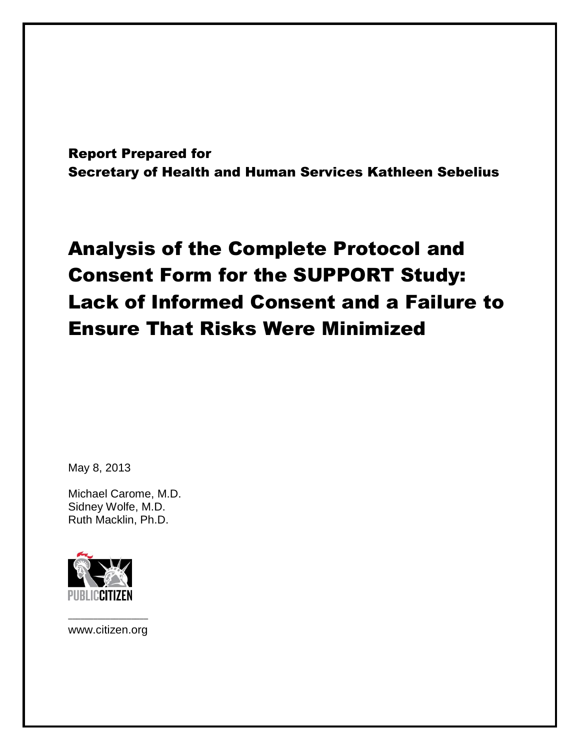Report Prepared for
Secretary of Health and Human Services Kathleen Sebelius

# Analysis of the Complete Protocol and Consent Form for the SUPPORT Study: Lack of Informed Consent and a Failure to Ensure That Risks Were Minimized

May 8, 2013

Michael Carome, M.D.
Sidney Wolfe, M.D.
Ruth Macklin, Ph.D.

PUBLIC CITIZEN

www.citizen.org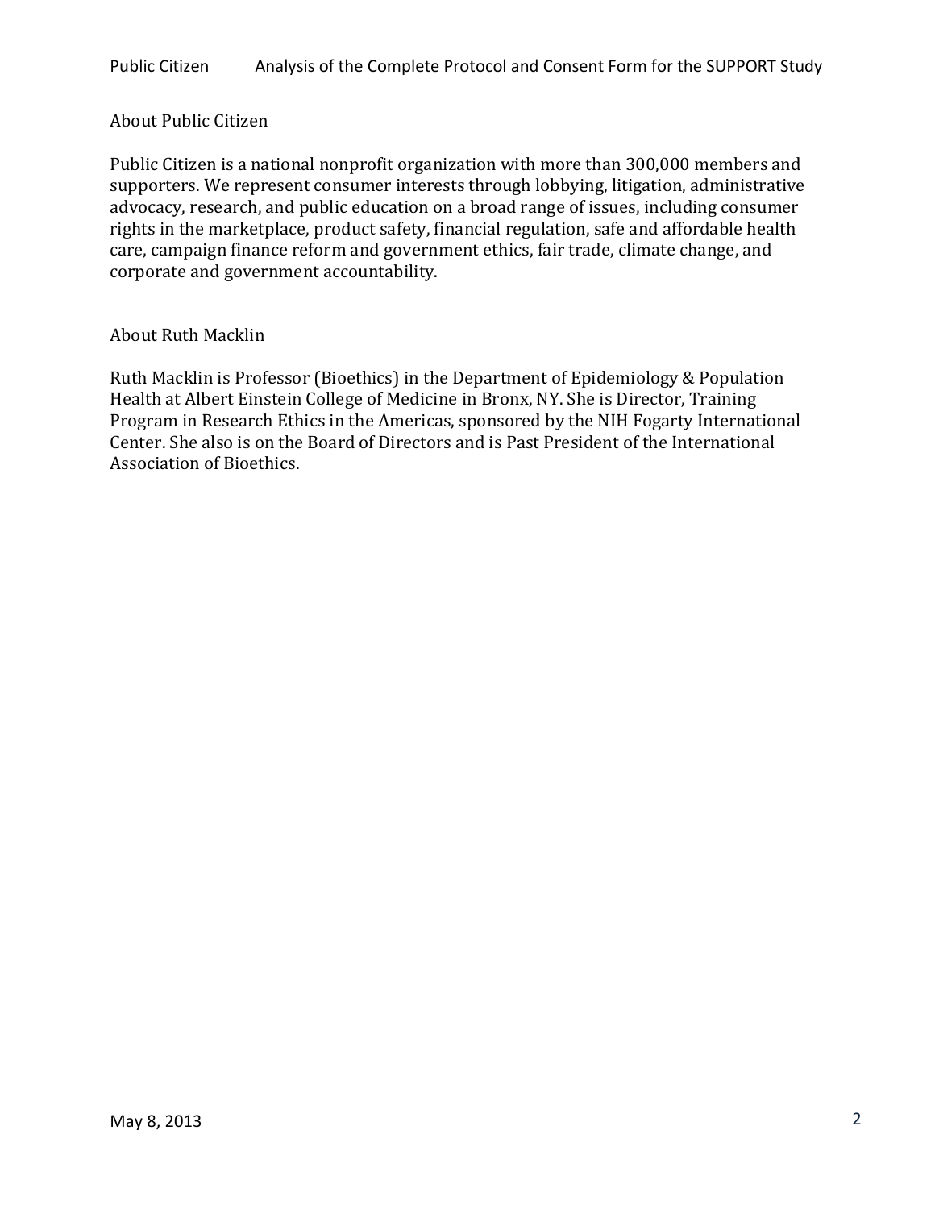## About Public Citizen

Public Citizen is a national nonprofit organization with more than 300,000 members and supporters. We represent consumer interests through lobbying, litigation, administrative advocacy, research, and public education on a broad range of issues, including consumer rights in the marketplace, product safety, financial regulation, safe and affordable health care, campaign finance reform and government ethics, fair trade, climate change, and corporate and government accountability.

## About Ruth Macklin

Ruth Macklin is Professor (Bioethics) in the Department of Epidemiology & Population Health at Albert Einstein College of Medicine in Bronx, NY. She is Director, Training Program in Research Ethics in the Americas, sponsored by the NIH Fogarty International Center. She also is on the Board of Directors and is Past President of the International Association of Bioethics.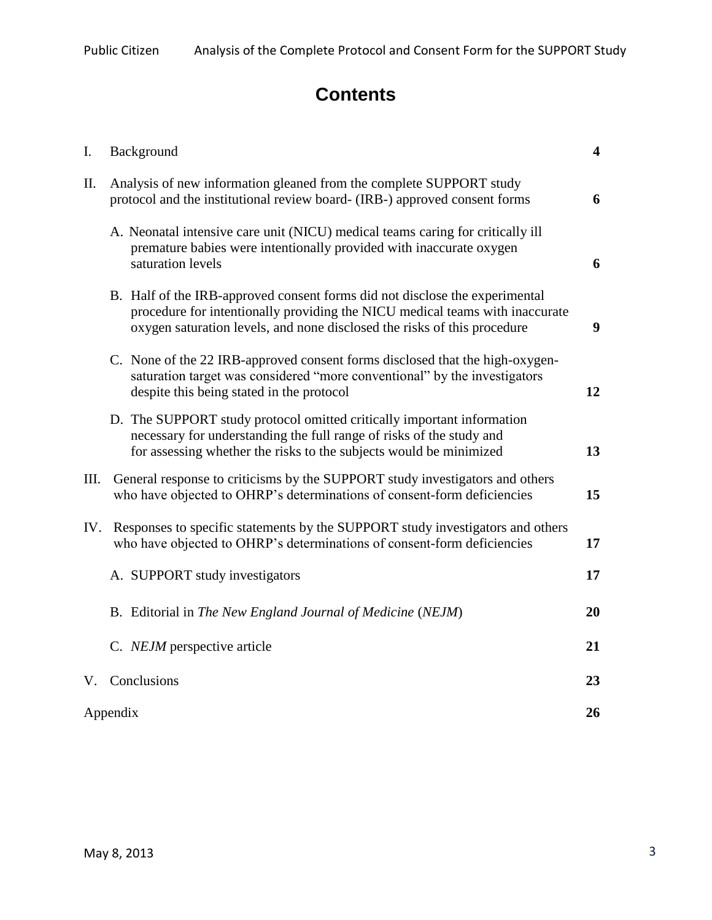# Contents

| | | |
|---|---|---|
| I. | Background | **4** |
| II. | Analysis of new information gleaned from the complete SUPPORT study protocol and the institutional review board- (IRB-) approved consent forms | **6** |
| | A. Neonatal intensive care unit (NICU) medical teams caring for critically ill premature babies were intentionally provided with inaccurate oxygen saturation levels | **6** |
| | B. Half of the IRB-approved consent forms did not disclose the experimental procedure for intentionally providing the NICU medical teams with inaccurate oxygen saturation levels, and none disclosed the risks of this procedure | **9** |
| | C. None of the 22 IRB-approved consent forms disclosed that the high-oxygen-saturation target was considered "more conventional" by the investigators despite this being stated in the protocol | **12** |
| | D. The SUPPORT study protocol omitted critically important information necessary for understanding the full range of risks of the study and for assessing whether the risks to the subjects would be minimized | **13** |
| III. | General response to criticisms by the SUPPORT study investigators and others who have objected to OHRP's determinations of consent-form deficiencies | **15** |
| IV. | Responses to specific statements by the SUPPORT study investigators and others who have objected to OHRP's determinations of consent-form deficiencies | **17** |
| | A. SUPPORT study investigators | **17** |
| | B. Editorial in *The New England Journal of Medicine* (*NEJM*) | **20** |
| | C. *NEJM* perspective article | **21** |
| V. | Conclusions | **23** |
| Appendix | | **26** |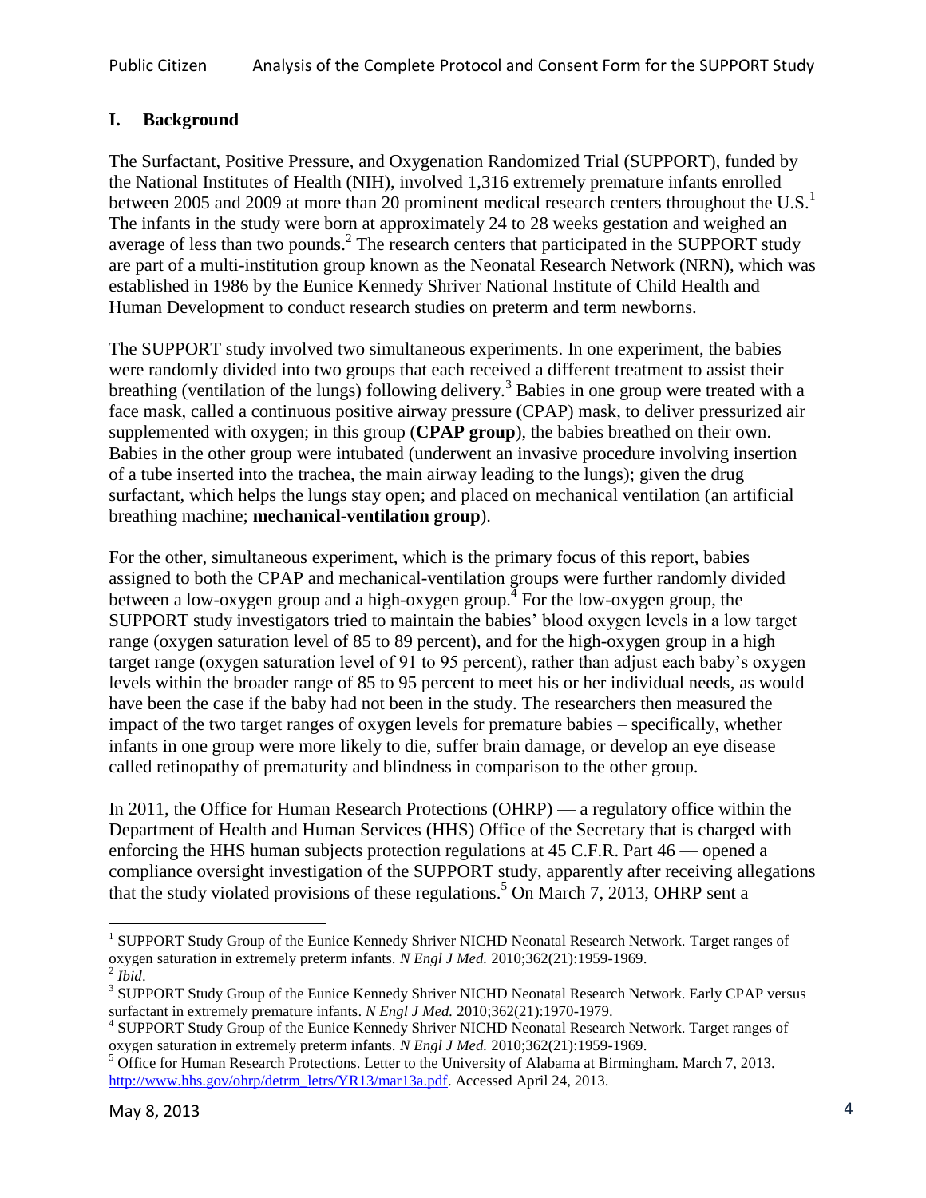## I. Background

The Surfactant, Positive Pressure, and Oxygenation Randomized Trial (SUPPORT), funded by the National Institutes of Health (NIH), involved 1,316 extremely premature infants enrolled between 2005 and 2009 at more than 20 prominent medical research centers throughout the U.S.[1] The infants in the study were born at approximately 24 to 28 weeks gestation and weighed an average of less than two pounds.[2] The research centers that participated in the SUPPORT study are part of a multi-institution group known as the Neonatal Research Network (NRN), which was established in 1986 by the Eunice Kennedy Shriver National Institute of Child Health and Human Development to conduct research studies on preterm and term newborns.

The SUPPORT study involved two simultaneous experiments. In one experiment, the babies were randomly divided into two groups that each received a different treatment to assist their breathing (ventilation of the lungs) following delivery.[3] Babies in one group were treated with a face mask, called a continuous positive airway pressure (CPAP) mask, to deliver pressurized air supplemented with oxygen; in this group (**CPAP group**), the babies breathed on their own. Babies in the other group were intubated (underwent an invasive procedure involving insertion of a tube inserted into the trachea, the main airway leading to the lungs); given the drug surfactant, which helps the lungs stay open; and placed on mechanical ventilation (an artificial breathing machine; **mechanical-ventilation group**).

For the other, simultaneous experiment, which is the primary focus of this report, babies assigned to both the CPAP and mechanical-ventilation groups were further randomly divided between a low-oxygen group and a high-oxygen group.[4] For the low-oxygen group, the SUPPORT study investigators tried to maintain the babies' blood oxygen levels in a low target range (oxygen saturation level of 85 to 89 percent), and for the high-oxygen group in a high target range (oxygen saturation level of 91 to 95 percent), rather than adjust each baby's oxygen levels within the broader range of 85 to 95 percent to meet his or her individual needs, as would have been the case if the baby had not been in the study. The researchers then measured the impact of the two target ranges of oxygen levels for premature babies – specifically, whether infants in one group were more likely to die, suffer brain damage, or develop an eye disease called retinopathy of prematurity and blindness in comparison to the other group.

In 2011, the Office for Human Research Protections (OHRP) — a regulatory office within the Department of Health and Human Services (HHS) Office of the Secretary that is charged with enforcing the HHS human subjects protection regulations at 45 C.F.R. Part 46 — opened a compliance oversight investigation of the SUPPORT study, apparently after receiving allegations that the study violated provisions of these regulations.[5] On March 7, 2013, OHRP sent a

---

[1] SUPPORT Study Group of the Eunice Kennedy Shriver NICHD Neonatal Research Network. Target ranges of oxygen saturation in extremely preterm infants. *N Engl J Med.* 2010;362(21):1959-1969.

[2] *Ibid*.

[3] SUPPORT Study Group of the Eunice Kennedy Shriver NICHD Neonatal Research Network. Early CPAP versus surfactant in extremely premature infants. *N Engl J Med.* 2010;362(21):1970-1979.

[4] SUPPORT Study Group of the Eunice Kennedy Shriver NICHD Neonatal Research Network. Target ranges of oxygen saturation in extremely preterm infants. *N Engl J Med.* 2010;362(21):1959-1969.

[5] Office for Human Research Protections. Letter to the University of Alabama at Birmingham. March 7, 2013. http://www.hhs.gov/ohrp/detrm_letrs/YR13/mar13a.pdf. Accessed April 24, 2013.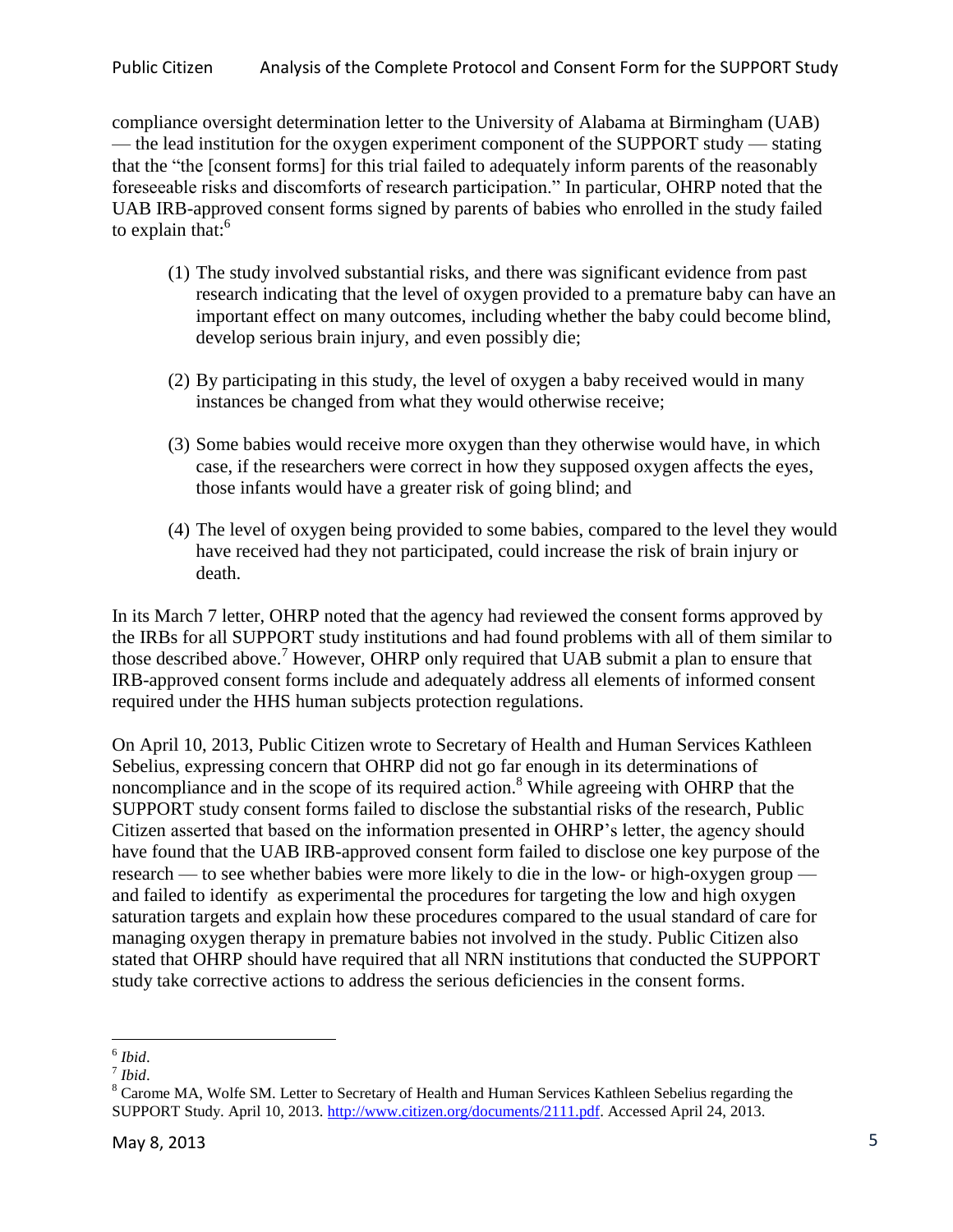compliance oversight determination letter to the University of Alabama at Birmingham (UAB) — the lead institution for the oxygen experiment component of the SUPPORT study — stating that the "the [consent forms] for this trial failed to adequately inform parents of the reasonably foreseeable risks and discomforts of research participation." In particular, OHRP noted that the UAB IRB-approved consent forms signed by parents of babies who enrolled in the study failed to explain that:[6]

(1) The study involved substantial risks, and there was significant evidence from past research indicating that the level of oxygen provided to a premature baby can have an important effect on many outcomes, including whether the baby could become blind, develop serious brain injury, and even possibly die;

(2) By participating in this study, the level of oxygen a baby received would in many instances be changed from what they would otherwise receive;

(3) Some babies would receive more oxygen than they otherwise would have, in which case, if the researchers were correct in how they supposed oxygen affects the eyes, those infants would have a greater risk of going blind; and

(4) The level of oxygen being provided to some babies, compared to the level they would have received had they not participated, could increase the risk of brain injury or death.

In its March 7 letter, OHRP noted that the agency had reviewed the consent forms approved by the IRBs for all SUPPORT study institutions and had found problems with all of them similar to those described above.[7] However, OHRP only required that UAB submit a plan to ensure that IRB-approved consent forms include and adequately address all elements of informed consent required under the HHS human subjects protection regulations.

On April 10, 2013, Public Citizen wrote to Secretary of Health and Human Services Kathleen Sebelius, expressing concern that OHRP did not go far enough in its determinations of noncompliance and in the scope of its required action.[8] While agreeing with OHRP that the SUPPORT study consent forms failed to disclose the substantial risks of the research, Public Citizen asserted that based on the information presented in OHRP's letter, the agency should have found that the UAB IRB-approved consent form failed to disclose one key purpose of the research — to see whether babies were more likely to die in the low- or high-oxygen group — and failed to identify as experimental the procedures for targeting the low and high oxygen saturation targets and explain how these procedures compared to the usual standard of care for managing oxygen therapy in premature babies not involved in the study. Public Citizen also stated that OHRP should have required that all NRN institutions that conducted the SUPPORT study take corrective actions to address the serious deficiencies in the consent forms.

---

[6] *Ibid*.

[7] *Ibid*.

[8] Carome MA, Wolfe SM. Letter to Secretary of Health and Human Services Kathleen Sebelius regarding the SUPPORT Study. April 10, 2013. http://www.citizen.org/documents/2111.pdf. Accessed April 24, 2013.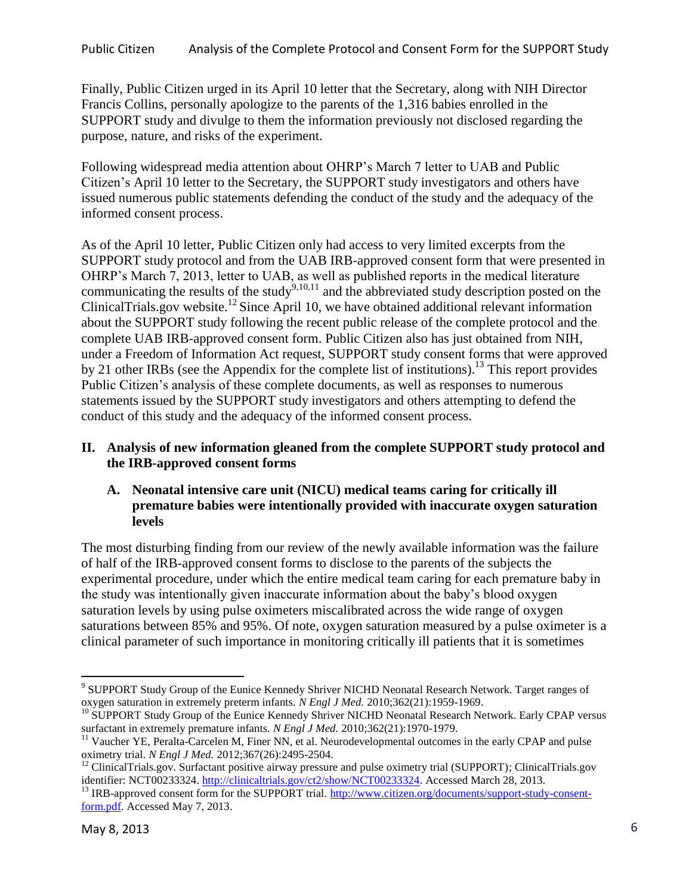Finally, Public Citizen urged in its April 10 letter that the Secretary, along with NIH Director Francis Collins, personally apologize to the parents of the 1,316 babies enrolled in the SUPPORT study and divulge to them the information previously not disclosed regarding the purpose, nature, and risks of the experiment.

Following widespread media attention about OHRP's March 7 letter to UAB and Public Citizen's April 10 letter to the Secretary, the SUPPORT study investigators and others have issued numerous public statements defending the conduct of the study and the adequacy of the informed consent process.

As of the April 10 letter, Public Citizen only had access to very limited excerpts from the SUPPORT study protocol and from the UAB IRB-approved consent form that were presented in OHRP's March 7, 2013, letter to UAB, as well as published reports in the medical literature communicating the results of the study[9,10,11] and the abbreviated study description posted on the ClinicalTrials.gov website.[12] Since April 10, we have obtained additional relevant information about the SUPPORT study following the recent public release of the complete protocol and the complete UAB IRB-approved consent form. Public Citizen also has just obtained from NIH, under a Freedom of Information Act request, SUPPORT study consent forms that were approved by 21 other IRBs (see the Appendix for the complete list of institutions).[13] This report provides Public Citizen's analysis of these complete documents, as well as responses to numerous statements issued by the SUPPORT study investigators and others attempting to defend the conduct of this study and the adequacy of the informed consent process.

## II. Analysis of new information gleaned from the complete SUPPORT study protocol and the IRB-approved consent forms

### A. Neonatal intensive care unit (NICU) medical teams caring for critically ill premature babies were intentionally provided with inaccurate oxygen saturation levels

The most disturbing finding from our review of the newly available information was the failure of half of the IRB-approved consent forms to disclose to the parents of the subjects the experimental procedure, under which the entire medical team caring for each premature baby in the study was intentionally given inaccurate information about the baby's blood oxygen saturation levels by using pulse oximeters miscalibrated across the wide range of oxygen saturations between 85% and 95%. Of note, oxygen saturation measured by a pulse oximeter is a clinical parameter of such importance in monitoring critically ill patients that it is sometimes

---

[9] SUPPORT Study Group of the Eunice Kennedy Shriver NICHD Neonatal Research Network. Target ranges of oxygen saturation in extremely preterm infants. *N Engl J Med.* 2010;362(21):1959-1969.

[10] SUPPORT Study Group of the Eunice Kennedy Shriver NICHD Neonatal Research Network. Early CPAP versus surfactant in extremely premature infants. *N Engl J Med.* 2010;362(21):1970-1979.

[11] Vaucher YE, Peralta-Carcelen M, Finer NN, et al. Neurodevelopmental outcomes in the early CPAP and pulse oximetry trial. *N Engl J Med.* 2012;367(26):2495-2504.

[12] ClinicalTrials.gov. Surfactant positive airway pressure and pulse oximetry trial (SUPPORT); ClinicalTrials.gov identifier: NCT00233324. http://clinicaltrials.gov/ct2/show/NCT00233324. Accessed March 28, 2013.

[13] IRB-approved consent form for the SUPPORT trial. http://www.citizen.org/documents/support-study-consent-form.pdf. Accessed May 7, 2013.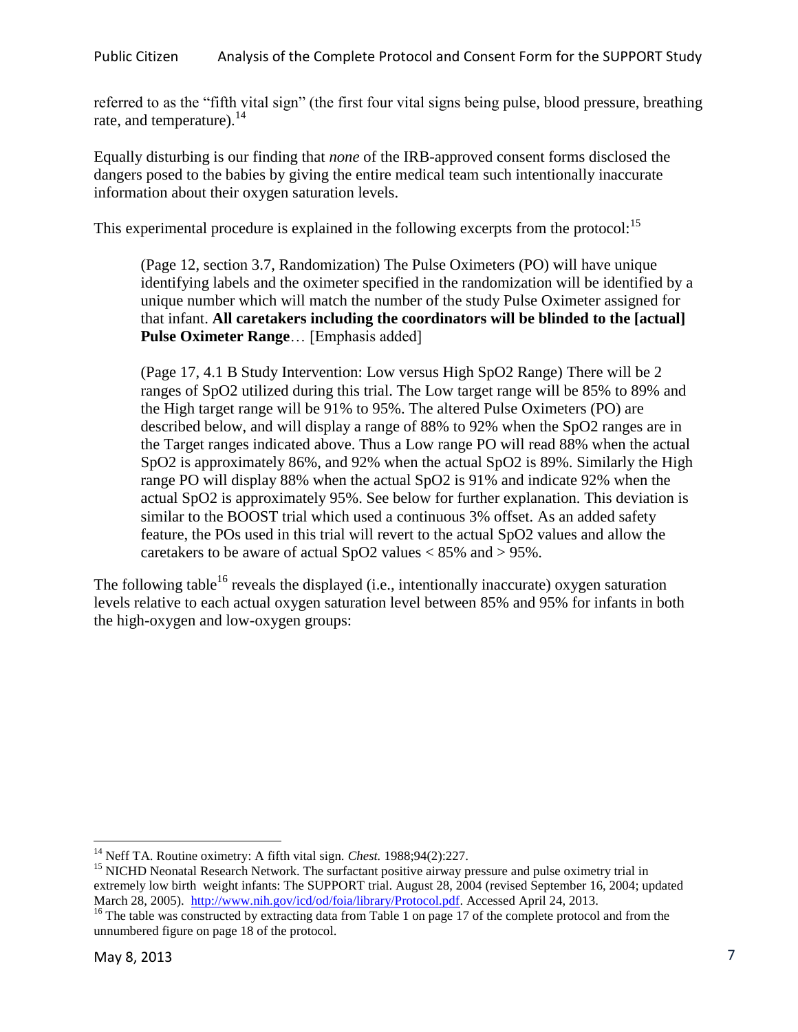referred to as the "fifth vital sign" (the first four vital signs being pulse, blood pressure, breathing rate, and temperature).[14]

Equally disturbing is our finding that *none* of the IRB-approved consent forms disclosed the dangers posed to the babies by giving the entire medical team such intentionally inaccurate information about their oxygen saturation levels.

This experimental procedure is explained in the following excerpts from the protocol:[15]

> (Page 12, section 3.7, Randomization) The Pulse Oximeters (PO) will have unique identifying labels and the oximeter specified in the randomization will be identified by a unique number which will match the number of the study Pulse Oximeter assigned for that infant. **All caretakers including the coordinators will be blinded to the [actual] Pulse Oximeter Range**… [Emphasis added]
>
> (Page 17, 4.1 B Study Intervention: Low versus High SpO2 Range) There will be 2 ranges of SpO2 utilized during this trial. The Low target range will be 85% to 89% and the High target range will be 91% to 95%. The altered Pulse Oximeters (PO) are described below, and will display a range of 88% to 92% when the SpO2 ranges are in the Target ranges indicated above. Thus a Low range PO will read 88% when the actual SpO2 is approximately 86%, and 92% when the actual SpO2 is 89%. Similarly the High range PO will display 88% when the actual SpO2 is 91% and indicate 92% when the actual SpO2 is approximately 95%. See below for further explanation. This deviation is similar to the BOOST trial which used a continuous 3% offset. As an added safety feature, the POs used in this trial will revert to the actual SpO2 values and allow the caretakers to be aware of actual SpO2 values < 85% and > 95%.

The following table[16] reveals the displayed (i.e., intentionally inaccurate) oxygen saturation levels relative to each actual oxygen saturation level between 85% and 95% for infants in both the high-oxygen and low-oxygen groups:

---

[14] Neff TA. Routine oximetry: A fifth vital sign. *Chest.* 1988;94(2):227.

[15] NICHD Neonatal Research Network. The surfactant positive airway pressure and pulse oximetry trial in extremely low birth weight infants: The SUPPORT trial. August 28, 2004 (revised September 16, 2004; updated March 28, 2005). http://www.nih.gov/icd/od/foia/library/Protocol.pdf. Accessed April 24, 2013.

[16] The table was constructed by extracting data from Table 1 on page 17 of the complete protocol and from the unnumbered figure on page 18 of the protocol.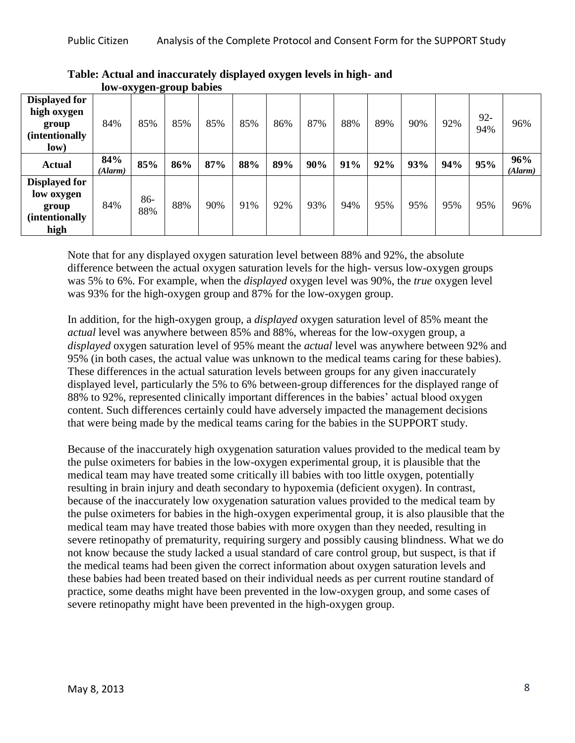**Table: Actual and inaccurately displayed oxygen levels in high- and low-oxygen-group babies**

| **Displayed for high oxygen group (intentionally low)** | 84% | 85% | 85% | 85% | 85% | 86% | 87% | 88% | 89% | 90% | 92% | 92-94% | 96% |
|---|---|---|---|---|---|---|---|---|---|---|---|---|---|
| **Actual** | **84%** ***(Alarm)*** | **85%** | **86%** | **87%** | **88%** | **89%** | **90%** | **91%** | **92%** | **93%** | **94%** | **95%** | **96%** ***(Alarm)*** |
| **Displayed for low oxygen group (intentionally high** | 84% | 86-88% | 88% | 90% | 91% | 92% | 93% | 94% | 95% | 95% | 95% | 95% | 96% |

Note that for any displayed oxygen saturation level between 88% and 92%, the absolute difference between the actual oxygen saturation levels for the high- versus low-oxygen groups was 5% to 6%. For example, when the *displayed* oxygen level was 90%, the *true* oxygen level was 93% for the high-oxygen group and 87% for the low-oxygen group.

In addition, for the high-oxygen group, a *displayed* oxygen saturation level of 85% meant the *actual* level was anywhere between 85% and 88%, whereas for the low-oxygen group, a *displayed* oxygen saturation level of 95% meant the *actual* level was anywhere between 92% and 95% (in both cases, the actual value was unknown to the medical teams caring for these babies). These differences in the actual saturation levels between groups for any given inaccurately displayed level, particularly the 5% to 6% between-group differences for the displayed range of 88% to 92%, represented clinically important differences in the babies' actual blood oxygen content. Such differences certainly could have adversely impacted the management decisions that were being made by the medical teams caring for the babies in the SUPPORT study.

Because of the inaccurately high oxygenation saturation values provided to the medical team by the pulse oximeters for babies in the low-oxygen experimental group, it is plausible that the medical team may have treated some critically ill babies with too little oxygen, potentially resulting in brain injury and death secondary to hypoxemia (deficient oxygen). In contrast, because of the inaccurately low oxygenation saturation values provided to the medical team by the pulse oximeters for babies in the high-oxygen experimental group, it is also plausible that the medical team may have treated those babies with more oxygen than they needed, resulting in severe retinopathy of prematurity, requiring surgery and possibly causing blindness. What we do not know because the study lacked a usual standard of care control group, but suspect, is that if the medical teams had been given the correct information about oxygen saturation levels and these babies had been treated based on their individual needs as per current routine standard of practice, some deaths might have been prevented in the low-oxygen group, and some cases of severe retinopathy might have been prevented in the high-oxygen group.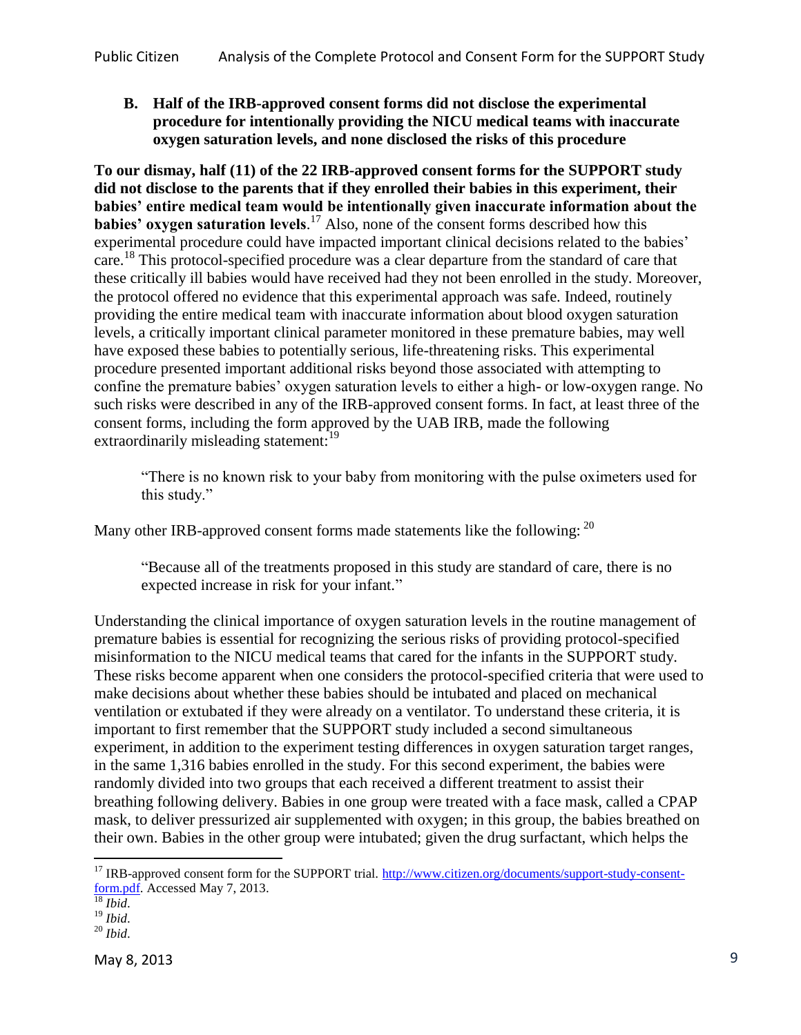### B. Half of the IRB-approved consent forms did not disclose the experimental procedure for intentionally providing the NICU medical teams with inaccurate oxygen saturation levels, and none disclosed the risks of this procedure

**To our dismay, half (11) of the 22 IRB-approved consent forms for the SUPPORT study did not disclose to the parents that if they enrolled their babies in this experiment, their babies' entire medical team would be intentionally given inaccurate information about the babies' oxygen saturation levels**.[17] Also, none of the consent forms described how this experimental procedure could have impacted important clinical decisions related to the babies' care.[18] This protocol-specified procedure was a clear departure from the standard of care that these critically ill babies would have received had they not been enrolled in the study. Moreover, the protocol offered no evidence that this experimental approach was safe. Indeed, routinely providing the entire medical team with inaccurate information about blood oxygen saturation levels, a critically important clinical parameter monitored in these premature babies, may well have exposed these babies to potentially serious, life-threatening risks. This experimental procedure presented important additional risks beyond those associated with attempting to confine the premature babies' oxygen saturation levels to either a high- or low-oxygen range. No such risks were described in any of the IRB-approved consent forms. In fact, at least three of the consent forms, including the form approved by the UAB IRB, made the following extraordinarily misleading statement:[19]

> "There is no known risk to your baby from monitoring with the pulse oximeters used for this study."

Many other IRB-approved consent forms made statements like the following: [20]

> "Because all of the treatments proposed in this study are standard of care, there is no expected increase in risk for your infant."

Understanding the clinical importance of oxygen saturation levels in the routine management of premature babies is essential for recognizing the serious risks of providing protocol-specified misinformation to the NICU medical teams that cared for the infants in the SUPPORT study. These risks become apparent when one considers the protocol-specified criteria that were used to make decisions about whether these babies should be intubated and placed on mechanical ventilation or extubated if they were already on a ventilator. To understand these criteria, it is important to first remember that the SUPPORT study included a second simultaneous experiment, in addition to the experiment testing differences in oxygen saturation target ranges, in the same 1,316 babies enrolled in the study. For this second experiment, the babies were randomly divided into two groups that each received a different treatment to assist their breathing following delivery. Babies in one group were treated with a face mask, called a CPAP mask, to deliver pressurized air supplemented with oxygen; in this group, the babies breathed on their own. Babies in the other group were intubated; given the drug surfactant, which helps the

---

[17] IRB-approved consent form for the SUPPORT trial. http://www.citizen.org/documents/support-study-consent-form.pdf. Accessed May 7, 2013.

[18] *Ibid.*

[19] *Ibid.*

[20] *Ibid.*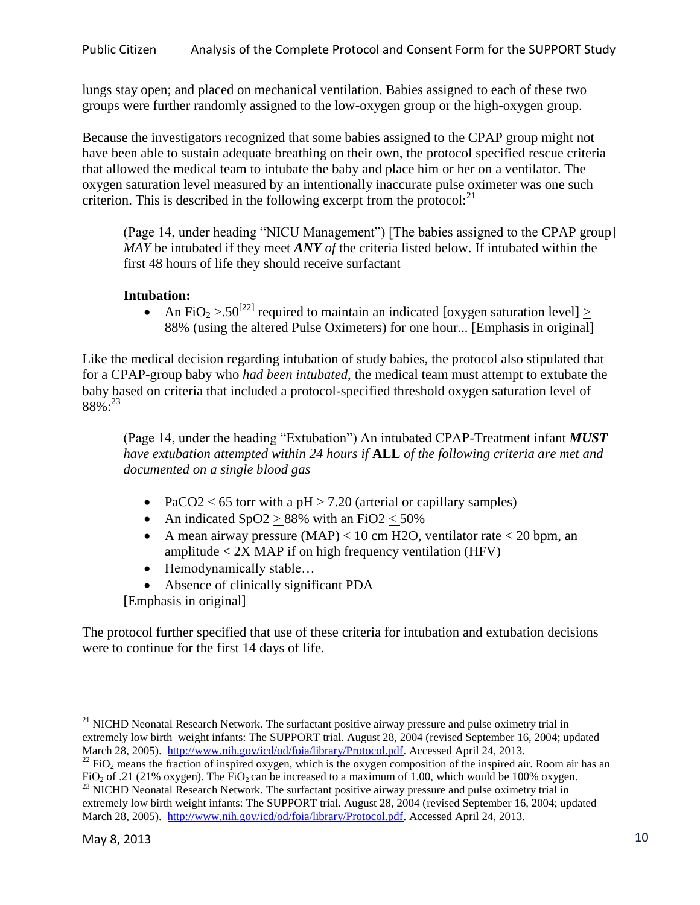lungs stay open; and placed on mechanical ventilation. Babies assigned to each of these two groups were further randomly assigned to the low-oxygen group or the high-oxygen group.

Because the investigators recognized that some babies assigned to the CPAP group might not have been able to sustain adequate breathing on their own, the protocol specified rescue criteria that allowed the medical team to intubate the baby and place him or her on a ventilator. The oxygen saturation level measured by an intentionally inaccurate pulse oximeter was one such criterion. This is described in the following excerpt from the protocol:[21]

> (Page 14, under heading "NICU Management") [The babies assigned to the CPAP group] *MAY* be intubated if they meet ***ANY*** *of* the criteria listed below. If intubated within the first 48 hours of life they should receive surfactant
>
> **Intubation:**
>
> - An $FiO_2$ >.50[22] required to maintain an indicated [oxygen saturation level] ≥ 88% (using the altered Pulse Oximeters) for one hour... [Emphasis in original]

Like the medical decision regarding intubation of study babies, the protocol also stipulated that for a CPAP-group baby who *had been intubated*, the medical team must attempt to extubate the baby based on criteria that included a protocol-specified threshold oxygen saturation level of 88%:[23]

> (Page 14, under the heading "Extubation") An intubated CPAP-Treatment infant ***MUST*** *have extubation attempted within 24 hours if* **ALL** *of the following criteria are met and documented on a single blood gas*
>
> - PaCO2 < 65 torr with a pH > 7.20 (arterial or capillary samples)
> - An indicated SpO2 ≥ 88% with an FiO2 ≤ 50%
> - A mean airway pressure (MAP) < 10 cm H2O, ventilator rate ≤ 20 bpm, an amplitude < 2X MAP if on high frequency ventilation (HFV)
> - Hemodynamically stable…
> - Absence of clinically significant PDA
>
> [Emphasis in original]

The protocol further specified that use of these criteria for intubation and extubation decisions were to continue for the first 14 days of life.

---

[21] NICHD Neonatal Research Network. The surfactant positive airway pressure and pulse oximetry trial in extremely low birth weight infants: The SUPPORT trial. August 28, 2004 (revised September 16, 2004; updated March 28, 2005). http://www.nih.gov/icd/od/foia/library/Protocol.pdf. Accessed April 24, 2013.

[22] $FiO_2$ means the fraction of inspired oxygen, which is the oxygen composition of the inspired air. Room air has an $FiO_2$ of .21 (21% oxygen). The $FiO_2$ can be increased to a maximum of 1.00, which would be 100% oxygen.

[23] NICHD Neonatal Research Network. The surfactant positive airway pressure and pulse oximetry trial in extremely low birth weight infants: The SUPPORT trial. August 28, 2004 (revised September 16, 2004; updated March 28, 2005). http://www.nih.gov/icd/od/foia/library/Protocol.pdf. Accessed April 24, 2013.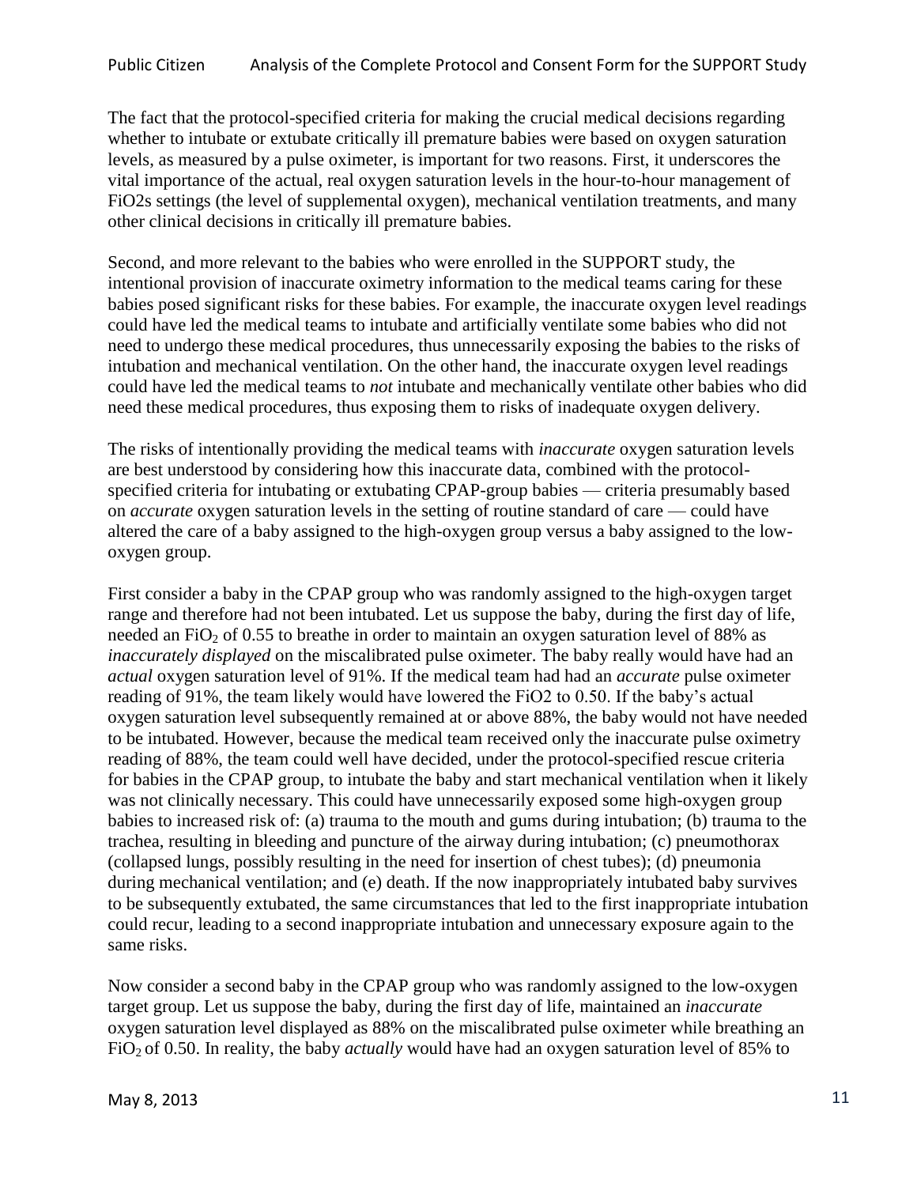The fact that the protocol-specified criteria for making the crucial medical decisions regarding whether to intubate or extubate critically ill premature babies were based on oxygen saturation levels, as measured by a pulse oximeter, is important for two reasons. First, it underscores the vital importance of the actual, real oxygen saturation levels in the hour-to-hour management of FiO2s settings (the level of supplemental oxygen), mechanical ventilation treatments, and many other clinical decisions in critically ill premature babies.

Second, and more relevant to the babies who were enrolled in the SUPPORT study, the intentional provision of inaccurate oximetry information to the medical teams caring for these babies posed significant risks for these babies. For example, the inaccurate oxygen level readings could have led the medical teams to intubate and artificially ventilate some babies who did not need to undergo these medical procedures, thus unnecessarily exposing the babies to the risks of intubation and mechanical ventilation. On the other hand, the inaccurate oxygen level readings could have led the medical teams to *not* intubate and mechanically ventilate other babies who did need these medical procedures, thus exposing them to risks of inadequate oxygen delivery.

The risks of intentionally providing the medical teams with *inaccurate* oxygen saturation levels are best understood by considering how this inaccurate data, combined with the protocol-specified criteria for intubating or extubating CPAP-group babies — criteria presumably based on *accurate* oxygen saturation levels in the setting of routine standard of care — could have altered the care of a baby assigned to the high-oxygen group versus a baby assigned to the low-oxygen group.

First consider a baby in the CPAP group who was randomly assigned to the high-oxygen target range and therefore had not been intubated. Let us suppose the baby, during the first day of life, needed an $FiO_2$ of 0.55 to breathe in order to maintain an oxygen saturation level of 88% as *inaccurately displayed* on the miscalibrated pulse oximeter. The baby really would have had an *actual* oxygen saturation level of 91%. If the medical team had had an *accurate* pulse oximeter reading of 91%, the team likely would have lowered the FiO2 to 0.50. If the baby's actual oxygen saturation level subsequently remained at or above 88%, the baby would not have needed to be intubated. However, because the medical team received only the inaccurate pulse oximetry reading of 88%, the team could well have decided, under the protocol-specified rescue criteria for babies in the CPAP group, to intubate the baby and start mechanical ventilation when it likely was not clinically necessary. This could have unnecessarily exposed some high-oxygen group babies to increased risk of: (a) trauma to the mouth and gums during intubation; (b) trauma to the trachea, resulting in bleeding and puncture of the airway during intubation; (c) pneumothorax (collapsed lungs, possibly resulting in the need for insertion of chest tubes); (d) pneumonia during mechanical ventilation; and (e) death. If the now inappropriately intubated baby survives to be subsequently extubated, the same circumstances that led to the first inappropriate intubation could recur, leading to a second inappropriate intubation and unnecessary exposure again to the same risks.

Now consider a second baby in the CPAP group who was randomly assigned to the low-oxygen target group. Let us suppose the baby, during the first day of life, maintained an *inaccurate* oxygen saturation level displayed as 88% on the miscalibrated pulse oximeter while breathing an $FiO_2$ of 0.50. In reality, the baby *actually* would have had an oxygen saturation level of 85% to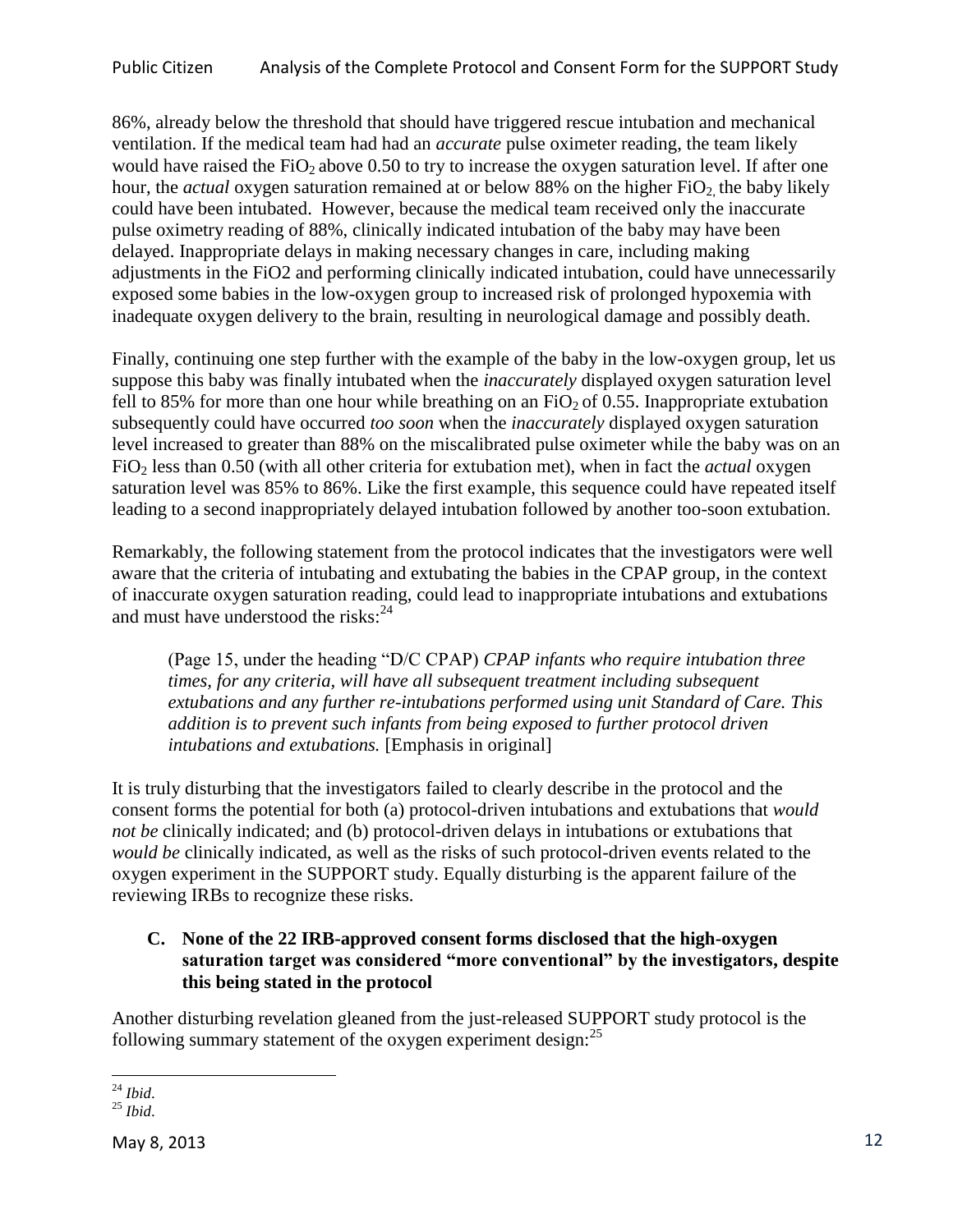86%, already below the threshold that should have triggered rescue intubation and mechanical ventilation. If the medical team had had an *accurate* pulse oximeter reading, the team likely would have raised the $FiO_2$ above 0.50 to try to increase the oxygen saturation level. If after one hour, the *actual* oxygen saturation remained at or below 88% on the higher $FiO_2$, the baby likely could have been intubated. However, because the medical team received only the inaccurate pulse oximetry reading of 88%, clinically indicated intubation of the baby may have been delayed. Inappropriate delays in making necessary changes in care, including making adjustments in the FiO2 and performing clinically indicated intubation, could have unnecessarily exposed some babies in the low-oxygen group to increased risk of prolonged hypoxemia with inadequate oxygen delivery to the brain, resulting in neurological damage and possibly death.

Finally, continuing one step further with the example of the baby in the low-oxygen group, let us suppose this baby was finally intubated when the *inaccurately* displayed oxygen saturation level fell to 85% for more than one hour while breathing on an $FiO_2$ of 0.55. Inappropriate extubation subsequently could have occurred *too soon* when the *inaccurately* displayed oxygen saturation level increased to greater than 88% on the miscalibrated pulse oximeter while the baby was on an $FiO_2$ less than 0.50 (with all other criteria for extubation met), when in fact the *actual* oxygen saturation level was 85% to 86%. Like the first example, this sequence could have repeated itself leading to a second inappropriately delayed intubation followed by another too-soon extubation.

Remarkably, the following statement from the protocol indicates that the investigators were well aware that the criteria of intubating and extubating the babies in the CPAP group, in the context of inaccurate oxygen saturation reading, could lead to inappropriate intubations and extubations and must have understood the risks:[24]

> (Page 15, under the heading "D/C CPAP) *CPAP infants who require intubation three times, for any criteria, will have all subsequent treatment including subsequent extubations and any further re-intubations performed using unit Standard of Care. This addition is to prevent such infants from being exposed to further protocol driven intubations and extubations.* [Emphasis in original]

It is truly disturbing that the investigators failed to clearly describe in the protocol and the consent forms the potential for both (a) protocol-driven intubations and extubations that *would not be* clinically indicated; and (b) protocol-driven delays in intubations or extubations that *would be* clinically indicated, as well as the risks of such protocol-driven events related to the oxygen experiment in the SUPPORT study. Equally disturbing is the apparent failure of the reviewing IRBs to recognize these risks.

### C. None of the 22 IRB-approved consent forms disclosed that the high-oxygen saturation target was considered "more conventional" by the investigators, despite this being stated in the protocol

Another disturbing revelation gleaned from the just-released SUPPORT study protocol is the following summary statement of the oxygen experiment design:[25]

---

[24] *Ibid.*

[25] *Ibid.*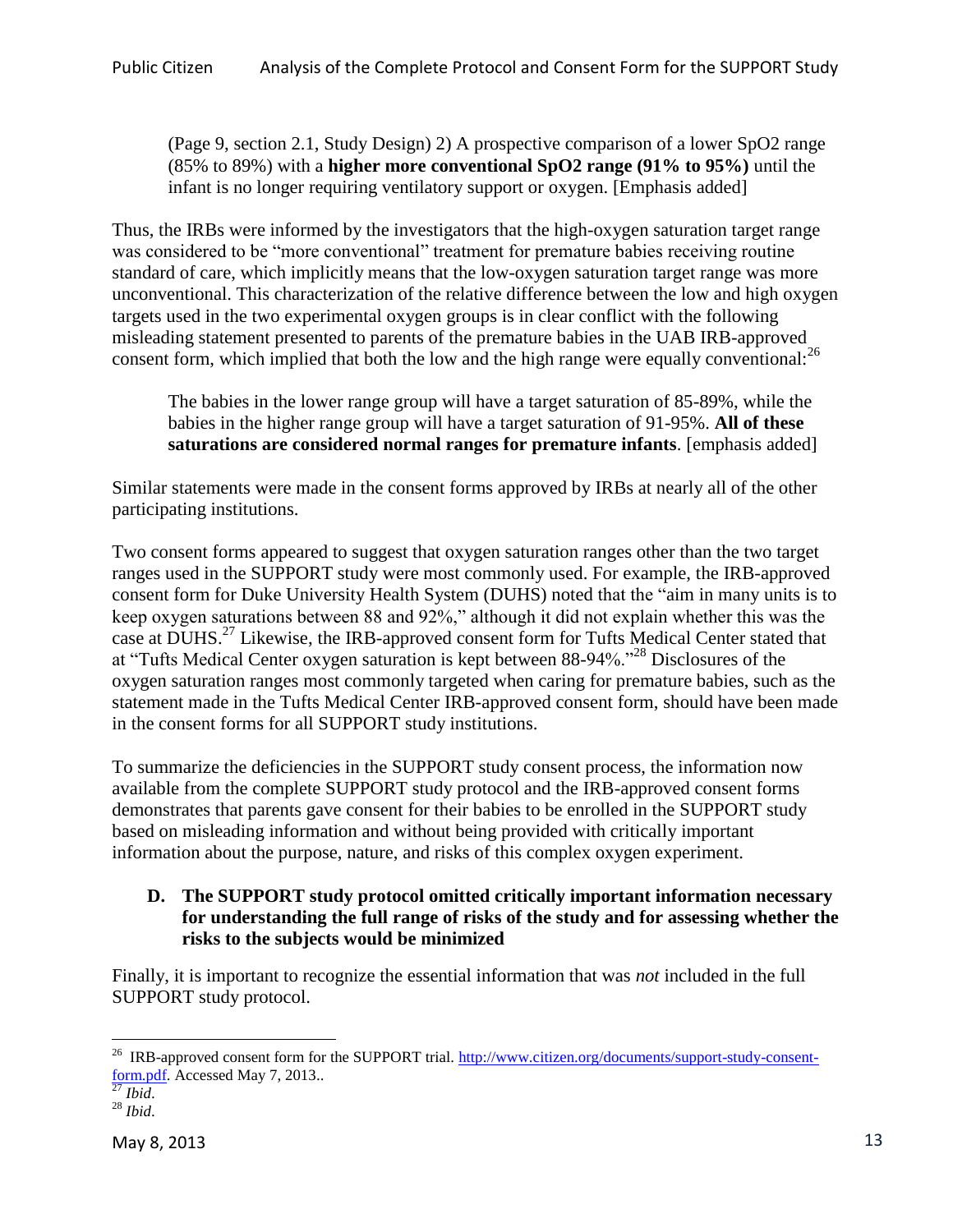> (Page 9, section 2.1, Study Design) 2) A prospective comparison of a lower SpO2 range (85% to 89%) with a **higher more conventional SpO2 range (91% to 95%)** until the infant is no longer requiring ventilatory support or oxygen. [Emphasis added]

Thus, the IRBs were informed by the investigators that the high-oxygen saturation target range was considered to be "more conventional" treatment for premature babies receiving routine standard of care, which implicitly means that the low-oxygen saturation target range was more unconventional. This characterization of the relative difference between the low and high oxygen targets used in the two experimental oxygen groups is in clear conflict with the following misleading statement presented to parents of the premature babies in the UAB IRB-approved consent form, which implied that both the low and the high range were equally conventional:[26]

> The babies in the lower range group will have a target saturation of 85-89%, while the babies in the higher range group will have a target saturation of 91-95%. **All of these saturations are considered normal ranges for premature infants**. [emphasis added]

Similar statements were made in the consent forms approved by IRBs at nearly all of the other participating institutions.

Two consent forms appeared to suggest that oxygen saturation ranges other than the two target ranges used in the SUPPORT study were most commonly used. For example, the IRB-approved consent form for Duke University Health System (DUHS) noted that the "aim in many units is to keep oxygen saturations between 88 and 92%," although it did not explain whether this was the case at DUHS.[27] Likewise, the IRB-approved consent form for Tufts Medical Center stated that at "Tufts Medical Center oxygen saturation is kept between 88-94%."[28] Disclosures of the oxygen saturation ranges most commonly targeted when caring for premature babies, such as the statement made in the Tufts Medical Center IRB-approved consent form, should have been made in the consent forms for all SUPPORT study institutions.

To summarize the deficiencies in the SUPPORT study consent process, the information now available from the complete SUPPORT study protocol and the IRB-approved consent forms demonstrates that parents gave consent for their babies to be enrolled in the SUPPORT study based on misleading information and without being provided with critically important information about the purpose, nature, and risks of this complex oxygen experiment.

### D. The SUPPORT study protocol omitted critically important information necessary for understanding the full range of risks of the study and for assessing whether the risks to the subjects would be minimized

Finally, it is important to recognize the essential information that was *not* included in the full SUPPORT study protocol.

---

[26] IRB-approved consent form for the SUPPORT trial. http://www.citizen.org/documents/support-study-consent-form.pdf. Accessed May 7, 2013..

[27] *Ibid*.

[28] *Ibid*.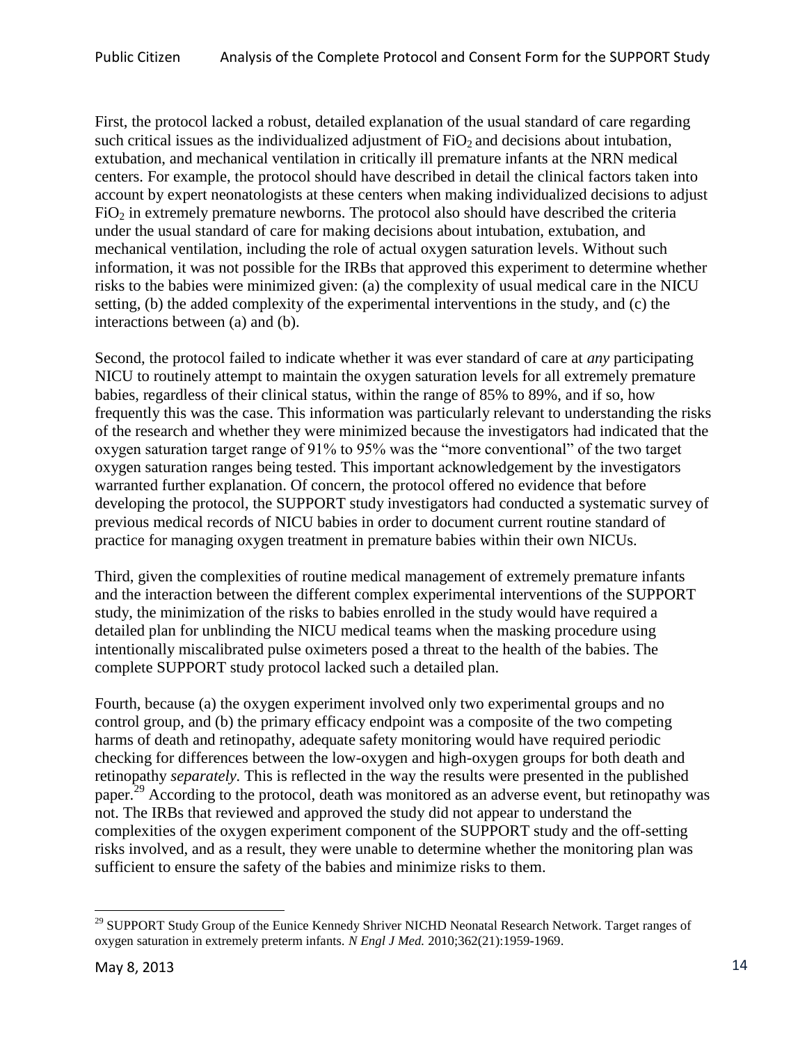First, the protocol lacked a robust, detailed explanation of the usual standard of care regarding such critical issues as the individualized adjustment of $FiO_2$ and decisions about intubation, extubation, and mechanical ventilation in critically ill premature infants at the NRN medical centers. For example, the protocol should have described in detail the clinical factors taken into account by expert neonatologists at these centers when making individualized decisions to adjust $FiO_2$ in extremely premature newborns. The protocol also should have described the criteria under the usual standard of care for making decisions about intubation, extubation, and mechanical ventilation, including the role of actual oxygen saturation levels. Without such information, it was not possible for the IRBs that approved this experiment to determine whether risks to the babies were minimized given: (a) the complexity of usual medical care in the NICU setting, (b) the added complexity of the experimental interventions in the study, and (c) the interactions between (a) and (b).

Second, the protocol failed to indicate whether it was ever standard of care at *any* participating NICU to routinely attempt to maintain the oxygen saturation levels for all extremely premature babies, regardless of their clinical status, within the range of 85% to 89%, and if so, how frequently this was the case. This information was particularly relevant to understanding the risks of the research and whether they were minimized because the investigators had indicated that the oxygen saturation target range of 91% to 95% was the "more conventional" of the two target oxygen saturation ranges being tested. This important acknowledgement by the investigators warranted further explanation. Of concern, the protocol offered no evidence that before developing the protocol, the SUPPORT study investigators had conducted a systematic survey of previous medical records of NICU babies in order to document current routine standard of practice for managing oxygen treatment in premature babies within their own NICUs.

Third, given the complexities of routine medical management of extremely premature infants and the interaction between the different complex experimental interventions of the SUPPORT study, the minimization of the risks to babies enrolled in the study would have required a detailed plan for unblinding the NICU medical teams when the masking procedure using intentionally miscalibrated pulse oximeters posed a threat to the health of the babies. The complete SUPPORT study protocol lacked such a detailed plan.

Fourth, because (a) the oxygen experiment involved only two experimental groups and no control group, and (b) the primary efficacy endpoint was a composite of the two competing harms of death and retinopathy, adequate safety monitoring would have required periodic checking for differences between the low-oxygen and high-oxygen groups for both death and retinopathy *separately.* This is reflected in the way the results were presented in the published paper.[29] According to the protocol, death was monitored as an adverse event, but retinopathy was not. The IRBs that reviewed and approved the study did not appear to understand the complexities of the oxygen experiment component of the SUPPORT study and the off-setting risks involved, and as a result, they were unable to determine whether the monitoring plan was sufficient to ensure the safety of the babies and minimize risks to them.

---

[29] SUPPORT Study Group of the Eunice Kennedy Shriver NICHD Neonatal Research Network. Target ranges of oxygen saturation in extremely preterm infants. *N Engl J Med.* 2010;362(21):1959-1969.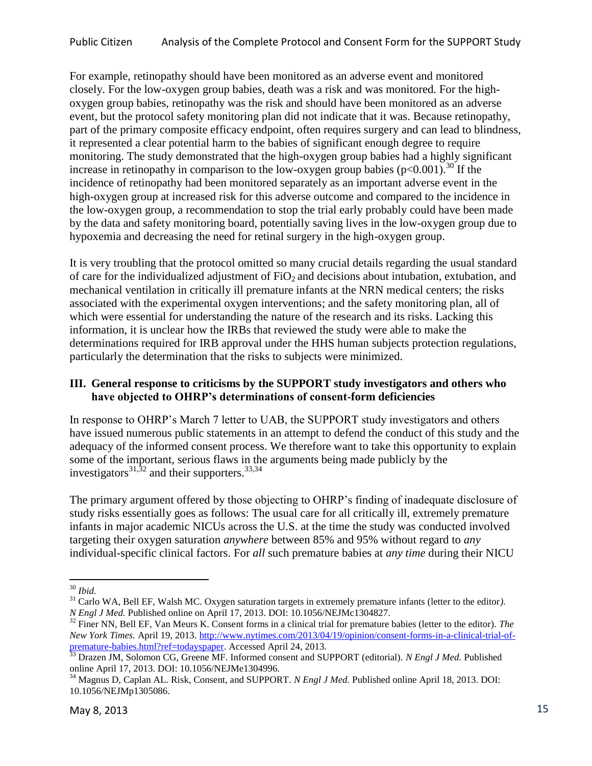For example, retinopathy should have been monitored as an adverse event and monitored closely. For the low-oxygen group babies, death was a risk and was monitored. For the high-oxygen group babies, retinopathy was the risk and should have been monitored as an adverse event, but the protocol safety monitoring plan did not indicate that it was. Because retinopathy, part of the primary composite efficacy endpoint, often requires surgery and can lead to blindness, it represented a clear potential harm to the babies of significant enough degree to require monitoring. The study demonstrated that the high-oxygen group babies had a highly significant increase in retinopathy in comparison to the low-oxygen group babies ($p<0.001$).[30] If the incidence of retinopathy had been monitored separately as an important adverse event in the high-oxygen group at increased risk for this adverse outcome and compared to the incidence in the low-oxygen group, a recommendation to stop the trial early probably could have been made by the data and safety monitoring board, potentially saving lives in the low-oxygen group due to hypoxemia and decreasing the need for retinal surgery in the high-oxygen group.

It is very troubling that the protocol omitted so many crucial details regarding the usual standard of care for the individualized adjustment of $FiO_2$ and decisions about intubation, extubation, and mechanical ventilation in critically ill premature infants at the NRN medical centers; the risks associated with the experimental oxygen interventions; and the safety monitoring plan, all of which were essential for understanding the nature of the research and its risks. Lacking this information, it is unclear how the IRBs that reviewed the study were able to make the determinations required for IRB approval under the HHS human subjects protection regulations, particularly the determination that the risks to subjects were minimized.

## III. General response to criticisms by the SUPPORT study investigators and others who have objected to OHRP's determinations of consent-form deficiencies

In response to OHRP's March 7 letter to UAB, the SUPPORT study investigators and others have issued numerous public statements in an attempt to defend the conduct of this study and the adequacy of the informed consent process. We therefore want to take this opportunity to explain some of the important, serious flaws in the arguments being made publicly by the investigators[31,32] and their supporters.[33,34]

The primary argument offered by those objecting to OHRP's finding of inadequate disclosure of study risks essentially goes as follows: The usual care for all critically ill, extremely premature infants in major academic NICUs across the U.S. at the time the study was conducted involved targeting their oxygen saturation *anywhere* between 85% and 95% without regard to *any* individual-specific clinical factors. For *all* such premature babies at *any time* during their NICU

---

[30] *Ibid.*

[31] Carlo WA, Bell EF, Walsh MC. Oxygen saturation targets in extremely premature infants (letter to the editor*). N Engl J Med.* Published online on April 17, 2013. DOI: 10.1056/NEJMc1304827.

[32] Finer NN, Bell EF, Van Meurs K. Consent forms in a clinical trial for premature babies (letter to the editor). *The New York Times.* April 19, 2013. http://www.nytimes.com/2013/04/19/opinion/consent-forms-in-a-clinical-trial-of-premature-babies.html?ref=todayspaper. Accessed April 24, 2013.

[33] Drazen JM, Solomon CG, Greene MF. Informed consent and SUPPORT (editorial). *N Engl J Med.* Published online April 17, 2013. DOI: 10.1056/NEJMe1304996.

[34] Magnus D, Caplan AL. Risk, Consent, and SUPPORT. *N Engl J Med.* Published online April 18, 2013. DOI: 10.1056/NEJMp1305086.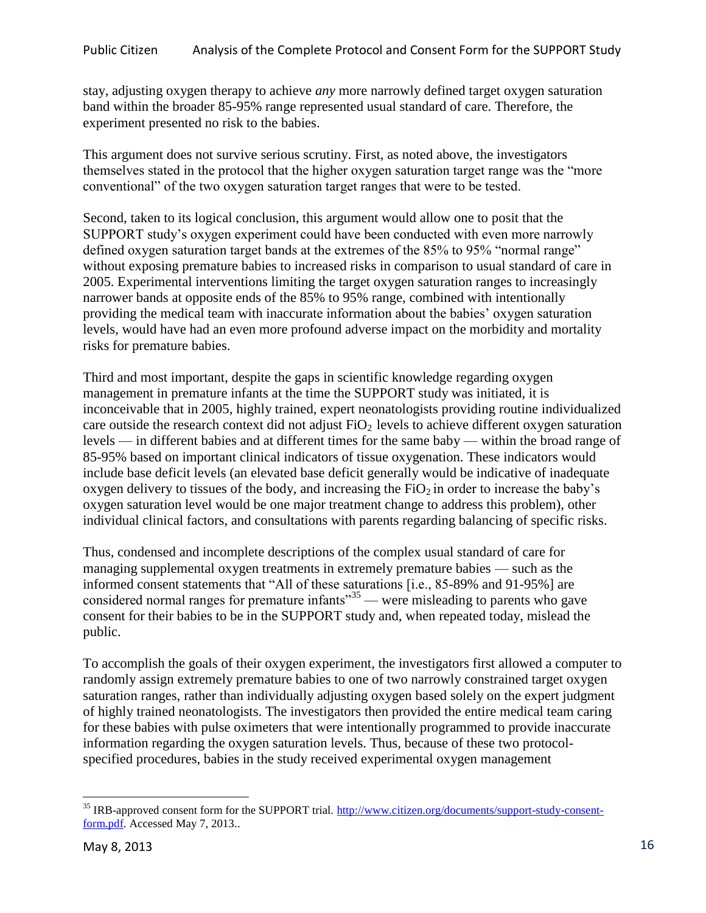stay, adjusting oxygen therapy to achieve *any* more narrowly defined target oxygen saturation band within the broader 85-95% range represented usual standard of care. Therefore, the experiment presented no risk to the babies.

This argument does not survive serious scrutiny. First, as noted above, the investigators themselves stated in the protocol that the higher oxygen saturation target range was the "more conventional" of the two oxygen saturation target ranges that were to be tested.

Second, taken to its logical conclusion, this argument would allow one to posit that the SUPPORT study's oxygen experiment could have been conducted with even more narrowly defined oxygen saturation target bands at the extremes of the 85% to 95% "normal range" without exposing premature babies to increased risks in comparison to usual standard of care in 2005. Experimental interventions limiting the target oxygen saturation ranges to increasingly narrower bands at opposite ends of the 85% to 95% range, combined with intentionally providing the medical team with inaccurate information about the babies' oxygen saturation levels, would have had an even more profound adverse impact on the morbidity and mortality risks for premature babies.

Third and most important, despite the gaps in scientific knowledge regarding oxygen management in premature infants at the time the SUPPORT study was initiated, it is inconceivable that in 2005, highly trained, expert neonatologists providing routine individualized care outside the research context did not adjust $FiO_2$ levels to achieve different oxygen saturation levels — in different babies and at different times for the same baby — within the broad range of 85-95% based on important clinical indicators of tissue oxygenation. These indicators would include base deficit levels (an elevated base deficit generally would be indicative of inadequate oxygen delivery to tissues of the body, and increasing the $FiO_2$ in order to increase the baby's oxygen saturation level would be one major treatment change to address this problem), other individual clinical factors, and consultations with parents regarding balancing of specific risks.

Thus, condensed and incomplete descriptions of the complex usual standard of care for managing supplemental oxygen treatments in extremely premature babies — such as the informed consent statements that "All of these saturations [i.e., 85-89% and 91-95%] are considered normal ranges for premature infants"[35] — were misleading to parents who gave consent for their babies to be in the SUPPORT study and, when repeated today, mislead the public.

To accomplish the goals of their oxygen experiment, the investigators first allowed a computer to randomly assign extremely premature babies to one of two narrowly constrained target oxygen saturation ranges, rather than individually adjusting oxygen based solely on the expert judgment of highly trained neonatologists. The investigators then provided the entire medical team caring for these babies with pulse oximeters that were intentionally programmed to provide inaccurate information regarding the oxygen saturation levels. Thus, because of these two protocol-specified procedures, babies in the study received experimental oxygen management

---

[35] IRB-approved consent form for the SUPPORT trial. http://www.citizen.org/documents/support-study-consent-form.pdf. Accessed May 7, 2013..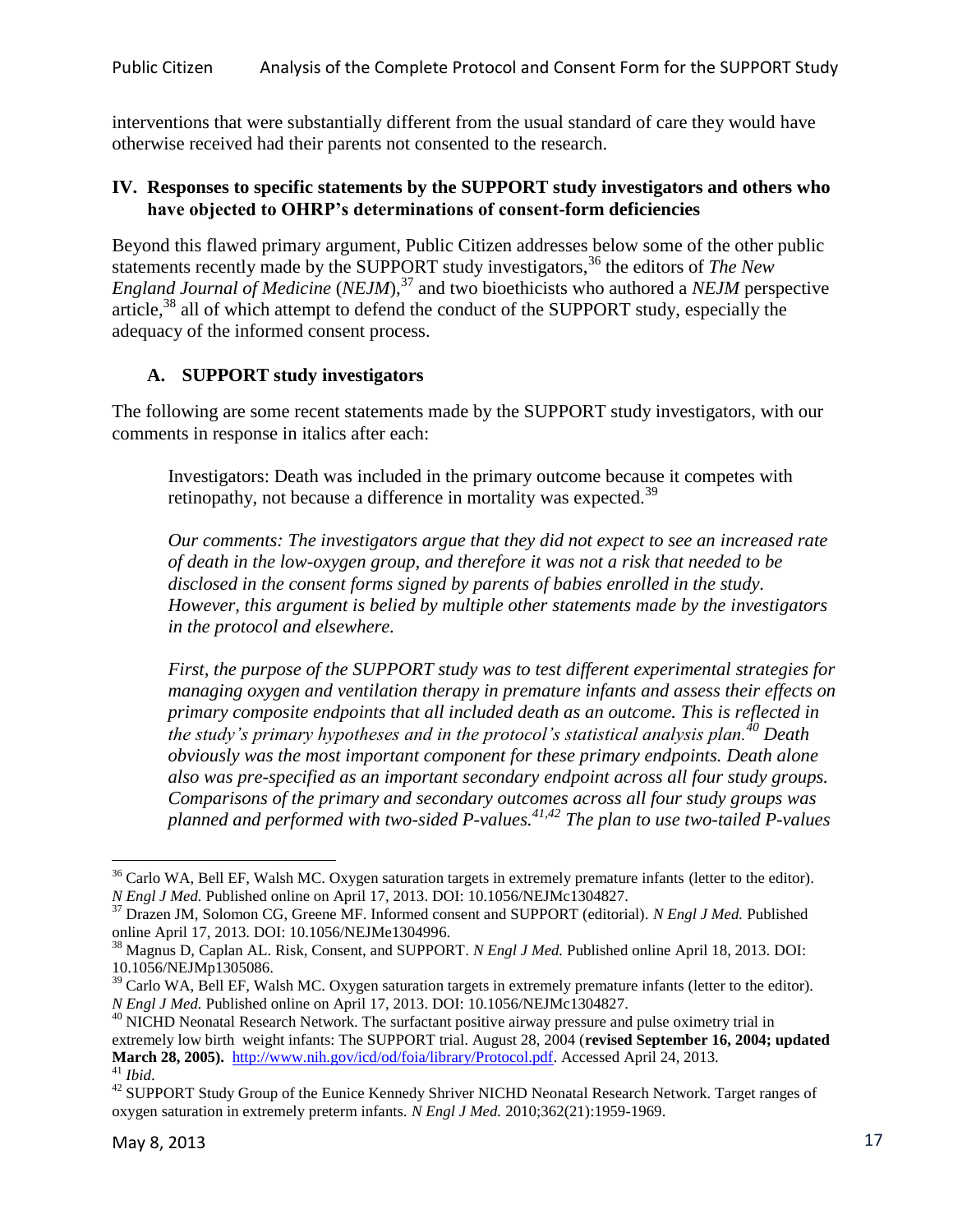interventions that were substantially different from the usual standard of care they would have otherwise received had their parents not consented to the research.

## IV. Responses to specific statements by the SUPPORT study investigators and others who have objected to OHRP's determinations of consent-form deficiencies

Beyond this flawed primary argument, Public Citizen addresses below some of the other public statements recently made by the SUPPORT study investigators,[36] the editors of *The New England Journal of Medicine* (*NEJM*),[37] and two bioethicists who authored a *NEJM* perspective article,[38] all of which attempt to defend the conduct of the SUPPORT study, especially the adequacy of the informed consent process.

### A. SUPPORT study investigators

The following are some recent statements made by the SUPPORT study investigators, with our comments in response in italics after each:

> Investigators: Death was included in the primary outcome because it competes with retinopathy, not because a difference in mortality was expected.[39]
>
> *Our comments: The investigators argue that they did not expect to see an increased rate of death in the low-oxygen group, and therefore it was not a risk that needed to be disclosed in the consent forms signed by parents of babies enrolled in the study. However, this argument is belied by multiple other statements made by the investigators in the protocol and elsewhere.*
>
> *First, the purpose of the SUPPORT study was to test different experimental strategies for managing oxygen and ventilation therapy in premature infants and assess their effects on primary composite endpoints that all included death as an outcome. This is reflected in the study's primary hypotheses and in the protocol's statistical analysis plan.[40] Death obviously was the most important component for these primary endpoints. Death alone also was pre-specified as an important secondary endpoint across all four study groups. Comparisons of the primary and secondary outcomes across all four study groups was planned and performed with two-sided P-values.[41,42] The plan to use two-tailed P-values*

---

[36] Carlo WA, Bell EF, Walsh MC. Oxygen saturation targets in extremely premature infants (letter to the editor). *N Engl J Med.* Published online on April 17, 2013. DOI: 10.1056/NEJMc1304827.

[37] Drazen JM, Solomon CG, Greene MF. Informed consent and SUPPORT (editorial). *N Engl J Med.* Published online April 17, 2013. DOI: 10.1056/NEJMe1304996.

[38] Magnus D, Caplan AL. Risk, Consent, and SUPPORT. *N Engl J Med.* Published online April 18, 2013. DOI: 10.1056/NEJMp1305086.

[39] Carlo WA, Bell EF, Walsh MC. Oxygen saturation targets in extremely premature infants (letter to the editor). *N Engl J Med.* Published online on April 17, 2013. DOI: 10.1056/NEJMc1304827.

[40] NICHD Neonatal Research Network. The surfactant positive airway pressure and pulse oximetry trial in extremely low birth weight infants: The SUPPORT trial. August 28, 2004 (**revised September 16, 2004; updated March 28, 2005).** http://www.nih.gov/icd/od/foia/library/Protocol.pdf. Accessed April 24, 2013.

[41] *Ibid.*

[42] SUPPORT Study Group of the Eunice Kennedy Shriver NICHD Neonatal Research Network. Target ranges of oxygen saturation in extremely preterm infants. *N Engl J Med.* 2010;362(21):1959-1969.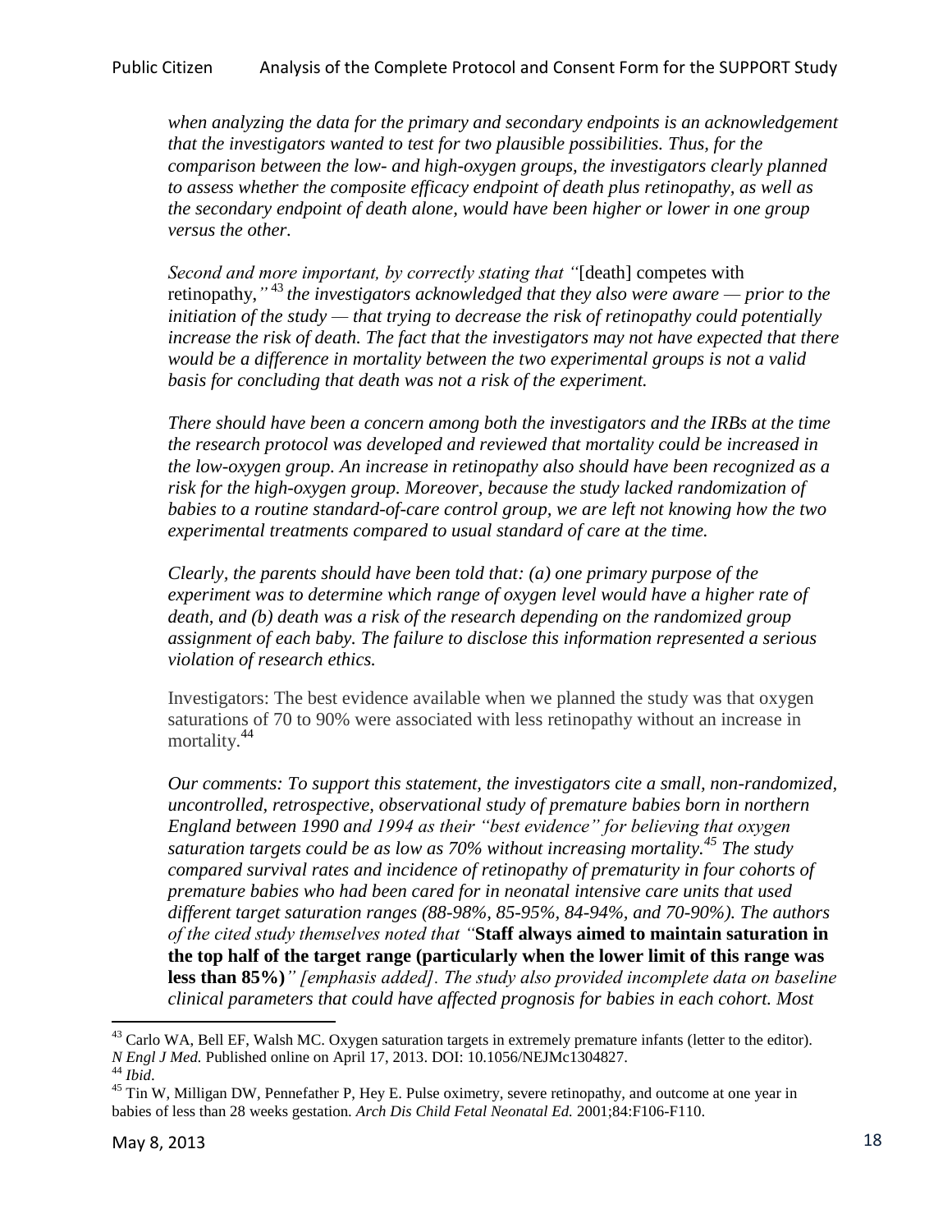*when analyzing the data for the primary and secondary endpoints is an acknowledgement that the investigators wanted to test for two plausible possibilities. Thus, for the comparison between the low- and high-oxygen groups, the investigators clearly planned to assess whether the composite efficacy endpoint of death plus retinopathy, as well as the secondary endpoint of death alone, would have been higher or lower in one group versus the other.*

*Second and more important, by correctly stating that "*[death] competes with retinopathy,*"*[43] *the investigators acknowledged that they also were aware — prior to the initiation of the study — that trying to decrease the risk of retinopathy could potentially increase the risk of death. The fact that the investigators may not have expected that there would be a difference in mortality between the two experimental groups is not a valid basis for concluding that death was not a risk of the experiment.*

*There should have been a concern among both the investigators and the IRBs at the time the research protocol was developed and reviewed that mortality could be increased in the low-oxygen group. An increase in retinopathy also should have been recognized as a risk for the high-oxygen group. Moreover, because the study lacked randomization of babies to a routine standard-of-care control group, we are left not knowing how the two experimental treatments compared to usual standard of care at the time.*

*Clearly, the parents should have been told that: (a) one primary purpose of the experiment was to determine which range of oxygen level would have a higher rate of death, and (b) death was a risk of the research depending on the randomized group assignment of each baby. The failure to disclose this information represented a serious violation of research ethics.*

Investigators: The best evidence available when we planned the study was that oxygen saturations of 70 to 90% were associated with less retinopathy without an increase in mortality.[44]

*Our comments: To support this statement, the investigators cite a small, non-randomized, uncontrolled, retrospective, observational study of premature babies born in northern England between 1990 and 1994 as their "best evidence" for believing that oxygen saturation targets could be as low as 70% without increasing mortality.*[45] *The study compared survival rates and incidence of retinopathy of prematurity in four cohorts of premature babies who had been cared for in neonatal intensive care units that used different target saturation ranges (88-98%, 85-95%, 84-94%, and 70-90%). The authors of the cited study themselves noted that "***Staff always aimed to maintain saturation in the top half of the target range (particularly when the lower limit of this range was less than 85%)***" [emphasis added]. The study also provided incomplete data on baseline clinical parameters that could have affected prognosis for babies in each cohort. Most*

---

[43] Carlo WA, Bell EF, Walsh MC. Oxygen saturation targets in extremely premature infants (letter to the editor). *N Engl J Med.* Published online on April 17, 2013. DOI: 10.1056/NEJMc1304827.

[44] *Ibid.*

[45] Tin W, Milligan DW, Pennefather P, Hey E. Pulse oximetry, severe retinopathy, and outcome at one year in babies of less than 28 weeks gestation. *Arch Dis Child Fetal Neonatal Ed.* 2001;84:F106-F110.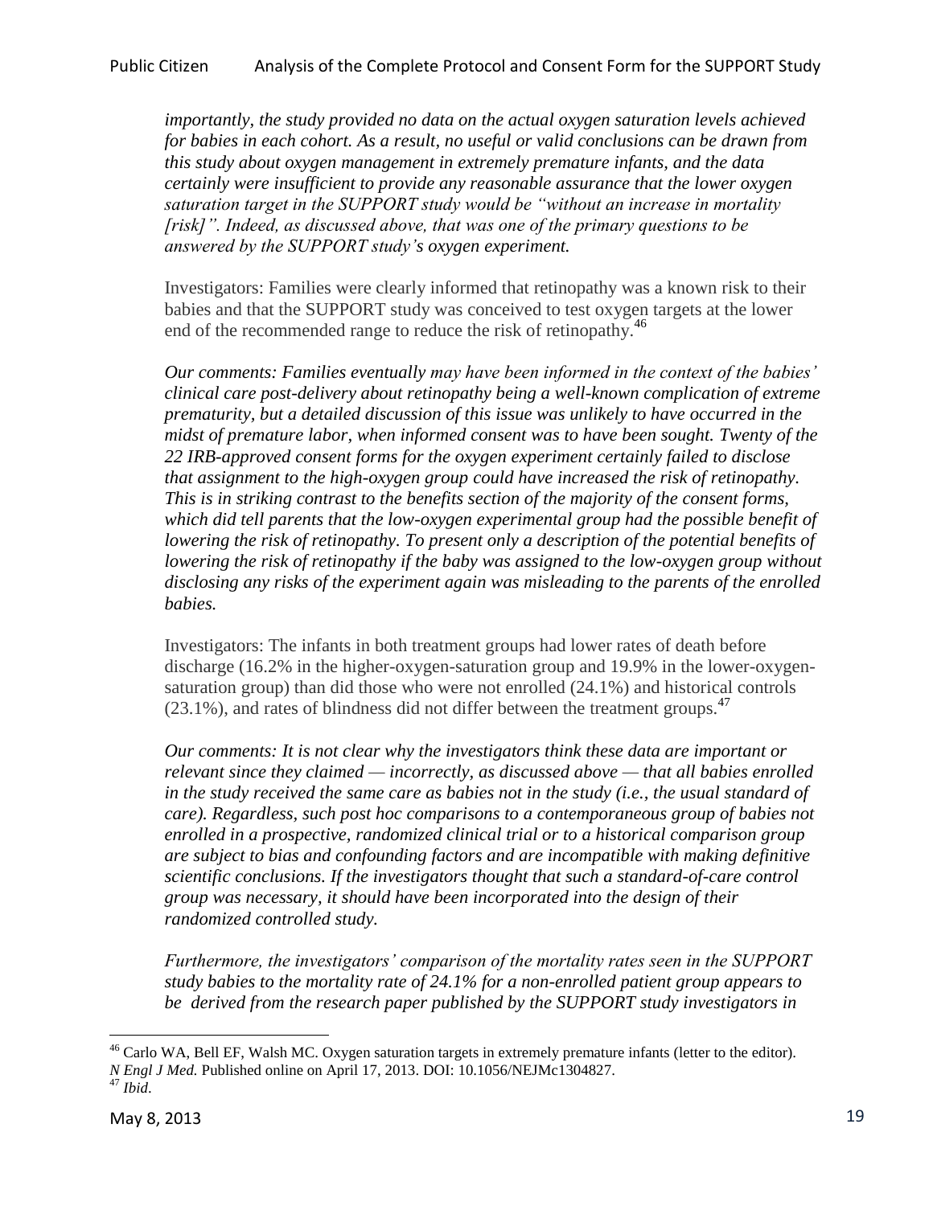*importantly, the study provided no data on the actual oxygen saturation levels achieved for babies in each cohort. As a result, no useful or valid conclusions can be drawn from this study about oxygen management in extremely premature infants, and the data certainly were insufficient to provide any reasonable assurance that the lower oxygen saturation target in the SUPPORT study would be "without an increase in mortality [risk]". Indeed, as discussed above, that was one of the primary questions to be answered by the SUPPORT study's oxygen experiment.*

Investigators: Families were clearly informed that retinopathy was a known risk to their babies and that the SUPPORT study was conceived to test oxygen targets at the lower end of the recommended range to reduce the risk of retinopathy.[46]

*Our comments: Families eventually may have been informed in the context of the babies' clinical care post-delivery about retinopathy being a well-known complication of extreme prematurity, but a detailed discussion of this issue was unlikely to have occurred in the midst of premature labor, when informed consent was to have been sought. Twenty of the 22 IRB-approved consent forms for the oxygen experiment certainly failed to disclose that assignment to the high-oxygen group could have increased the risk of retinopathy. This is in striking contrast to the benefits section of the majority of the consent forms, which did tell parents that the low-oxygen experimental group had the possible benefit of lowering the risk of retinopathy. To present only a description of the potential benefits of lowering the risk of retinopathy if the baby was assigned to the low-oxygen group without disclosing any risks of the experiment again was misleading to the parents of the enrolled babies.*

Investigators: The infants in both treatment groups had lower rates of death before discharge (16.2% in the higher-oxygen-saturation group and 19.9% in the lower-oxygen-saturation group) than did those who were not enrolled (24.1%) and historical controls (23.1%), and rates of blindness did not differ between the treatment groups.[47]

*Our comments: It is not clear why the investigators think these data are important or relevant since they claimed — incorrectly, as discussed above — that all babies enrolled in the study received the same care as babies not in the study (i.e., the usual standard of care). Regardless, such post hoc comparisons to a contemporaneous group of babies not enrolled in a prospective, randomized clinical trial or to a historical comparison group are subject to bias and confounding factors and are incompatible with making definitive scientific conclusions. If the investigators thought that such a standard-of-care control group was necessary, it should have been incorporated into the design of their randomized controlled study.*

*Furthermore, the investigators' comparison of the mortality rates seen in the SUPPORT study babies to the mortality rate of 24.1% for a non-enrolled patient group appears to be derived from the research paper published by the SUPPORT study investigators in*

---

[46] Carlo WA, Bell EF, Walsh MC. Oxygen saturation targets in extremely premature infants (letter to the editor). *N Engl J Med.* Published online on April 17, 2013. DOI: 10.1056/NEJMc1304827.

[47] *Ibid*.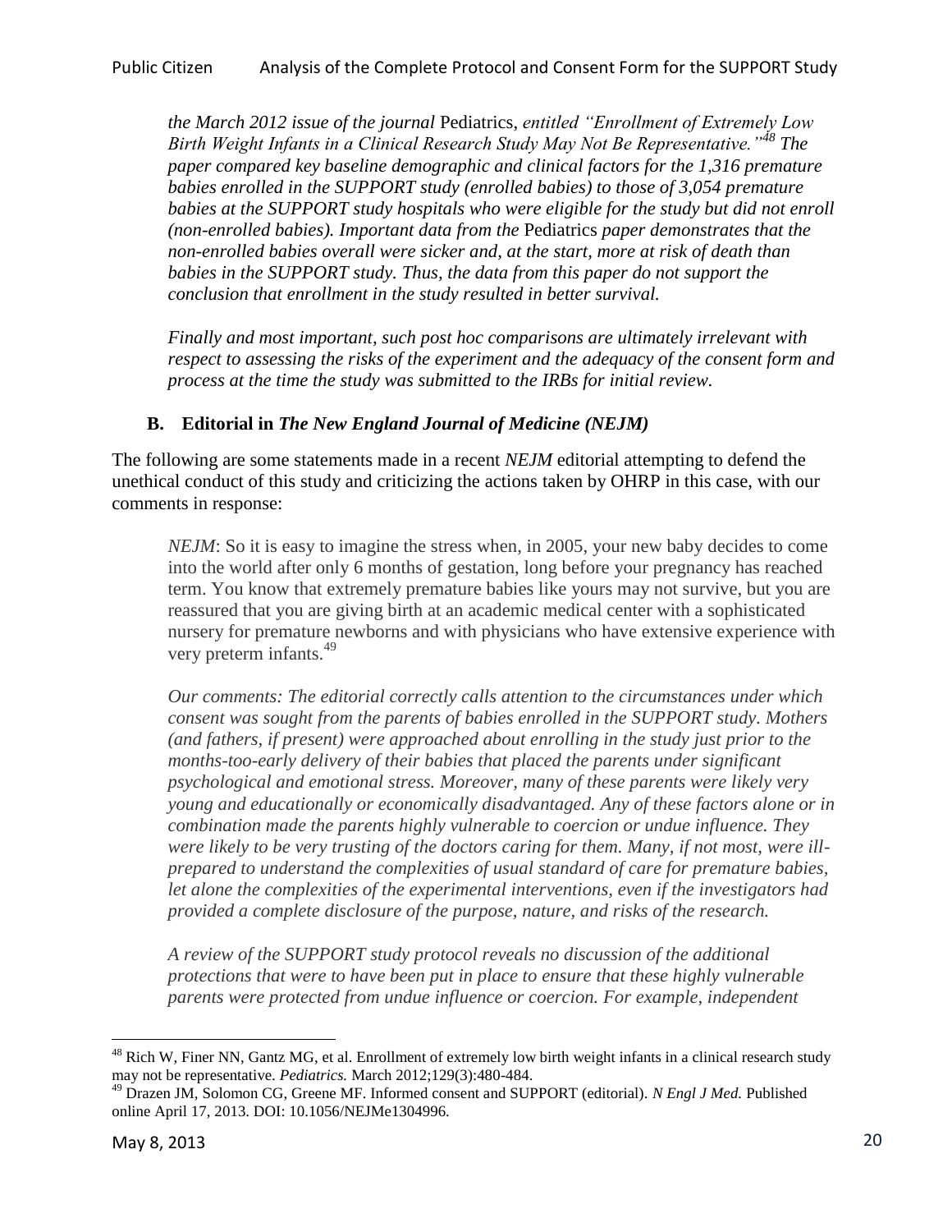*the March 2012 issue of the journal* Pediatrics, *entitled "Enrollment of Extremely Low Birth Weight Infants in a Clinical Research Study May Not Be Representative."*[48] *The paper compared key baseline demographic and clinical factors for the 1,316 premature babies enrolled in the SUPPORT study (enrolled babies) to those of 3,054 premature babies at the SUPPORT study hospitals who were eligible for the study but did not enroll (non-enrolled babies). Important data from the* Pediatrics *paper demonstrates that the non-enrolled babies overall were sicker and, at the start, more at risk of death than babies in the SUPPORT study. Thus, the data from this paper do not support the conclusion that enrollment in the study resulted in better survival.*

*Finally and most important, such post hoc comparisons are ultimately irrelevant with respect to assessing the risks of the experiment and the adequacy of the consent form and process at the time the study was submitted to the IRBs for initial review.*

### B. Editorial in *The New England Journal of Medicine (NEJM)*

The following are some statements made in a recent *NEJM* editorial attempting to defend the unethical conduct of this study and criticizing the actions taken by OHRP in this case, with our comments in response:

*NEJM*: So it is easy to imagine the stress when, in 2005, your new baby decides to come into the world after only 6 months of gestation, long before your pregnancy has reached term. You know that extremely premature babies like yours may not survive, but you are reassured that you are giving birth at an academic medical center with a sophisticated nursery for premature newborns and with physicians who have extensive experience with very preterm infants.[49]

*Our comments: The editorial correctly calls attention to the circumstances under which consent was sought from the parents of babies enrolled in the SUPPORT study. Mothers (and fathers, if present) were approached about enrolling in the study just prior to the months-too-early delivery of their babies that placed the parents under significant psychological and emotional stress. Moreover, many of these parents were likely very young and educationally or economically disadvantaged. Any of these factors alone or in combination made the parents highly vulnerable to coercion or undue influence. They were likely to be very trusting of the doctors caring for them. Many, if not most, were ill-prepared to understand the complexities of usual standard of care for premature babies, let alone the complexities of the experimental interventions, even if the investigators had provided a complete disclosure of the purpose, nature, and risks of the research.*

*A review of the SUPPORT study protocol reveals no discussion of the additional protections that were to have been put in place to ensure that these highly vulnerable parents were protected from undue influence or coercion. For example, independent*

---

[48] Rich W, Finer NN, Gantz MG, et al. Enrollment of extremely low birth weight infants in a clinical research study may not be representative. *Pediatrics.* March 2012;129(3):480-484.

[49] Drazen JM, Solomon CG, Greene MF. Informed consent and SUPPORT (editorial). *N Engl J Med.* Published online April 17, 2013. DOI: 10.1056/NEJMe1304996.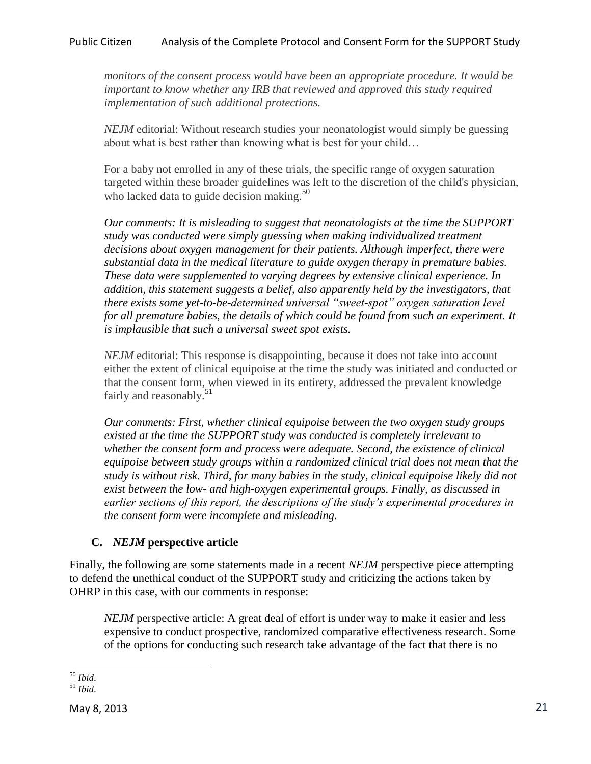*monitors of the consent process would have been an appropriate procedure. It would be important to know whether any IRB that reviewed and approved this study required implementation of such additional protections.*

> *NEJM* editorial: Without research studies your neonatologist would simply be guessing about what is best rather than knowing what is best for your child…
>
> For a baby not enrolled in any of these trials, the specific range of oxygen saturation targeted within these broader guidelines was left to the discretion of the child's physician, who lacked data to guide decision making.[50]
>
> *Our comments: It is misleading to suggest that neonatologists at the time the SUPPORT study was conducted were simply guessing when making individualized treatment decisions about oxygen management for their patients. Although imperfect, there were substantial data in the medical literature to guide oxygen therapy in premature babies. These data were supplemented to varying degrees by extensive clinical experience. In addition, this statement suggests a belief, also apparently held by the investigators, that there exists some yet-to-be-determined universal "sweet-spot" oxygen saturation level for all premature babies, the details of which could be found from such an experiment. It is implausible that such a universal sweet spot exists.*
>
> *NEJM* editorial: This response is disappointing, because it does not take into account either the extent of clinical equipoise at the time the study was initiated and conducted or that the consent form, when viewed in its entirety, addressed the prevalent knowledge fairly and reasonably.[51]
>
> *Our comments: First, whether clinical equipoise between the two oxygen study groups existed at the time the SUPPORT study was conducted is completely irrelevant to whether the consent form and process were adequate. Second, the existence of clinical equipoise between study groups within a randomized clinical trial does not mean that the study is without risk. Third, for many babies in the study, clinical equipoise likely did not exist between the low- and high-oxygen experimental groups. Finally, as discussed in earlier sections of this report, the descriptions of the study's experimental procedures in the consent form were incomplete and misleading.*

### C. *NEJM* perspective article

Finally, the following are some statements made in a recent *NEJM* perspective piece attempting to defend the unethical conduct of the SUPPORT study and criticizing the actions taken by OHRP in this case, with our comments in response:

> *NEJM* perspective article: A great deal of effort is under way to make it easier and less expensive to conduct prospective, randomized comparative effectiveness research. Some of the options for conducting such research take advantage of the fact that there is no

---

[50] *Ibid*.

[51] *Ibid*.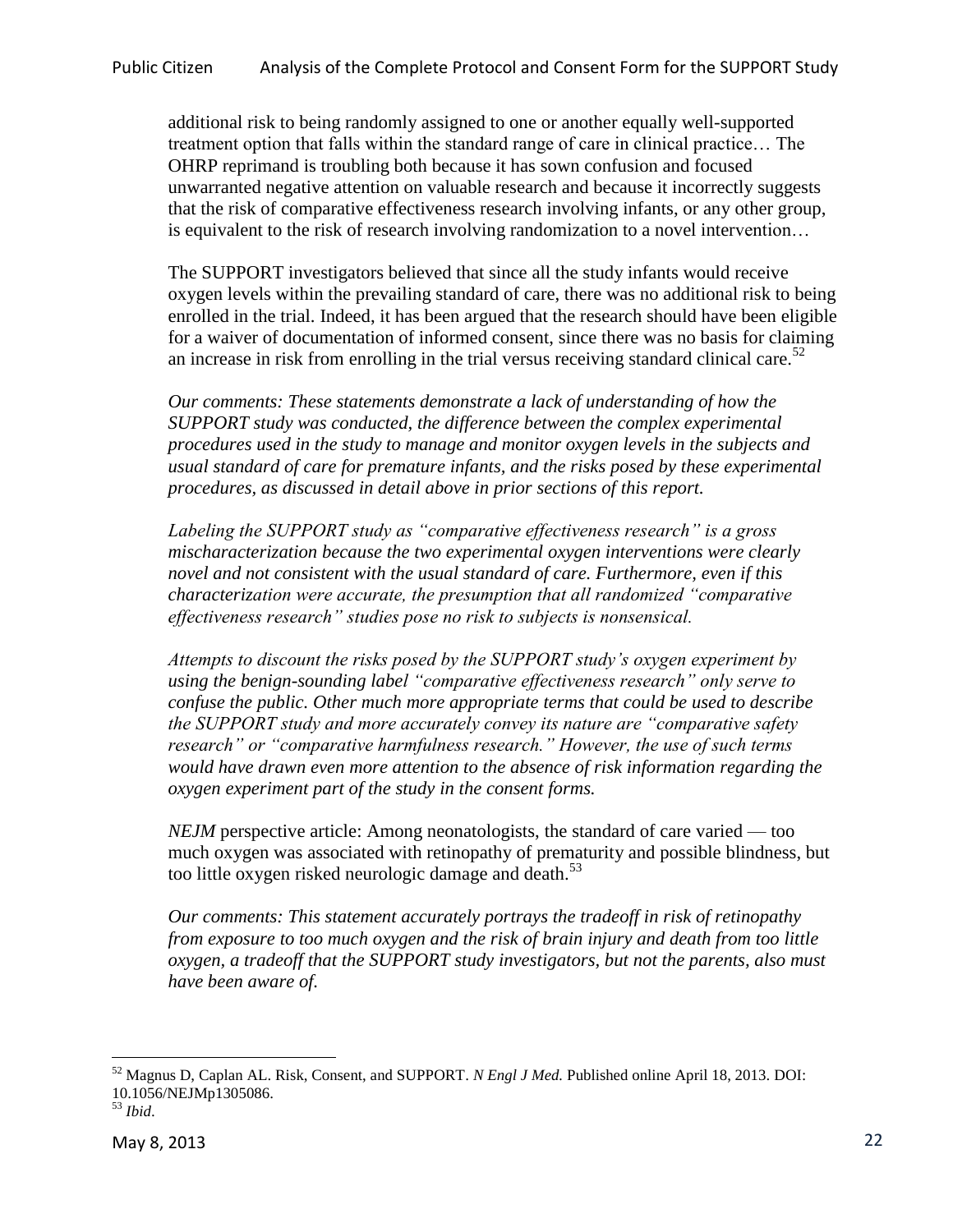additional risk to being randomly assigned to one or another equally well-supported treatment option that falls within the standard range of care in clinical practice… The OHRP reprimand is troubling both because it has sown confusion and focused unwarranted negative attention on valuable research and because it incorrectly suggests that the risk of comparative effectiveness research involving infants, or any other group, is equivalent to the risk of research involving randomization to a novel intervention…

The SUPPORT investigators believed that since all the study infants would receive oxygen levels within the prevailing standard of care, there was no additional risk to being enrolled in the trial. Indeed, it has been argued that the research should have been eligible for a waiver of documentation of informed consent, since there was no basis for claiming an increase in risk from enrolling in the trial versus receiving standard clinical care.[52]

*Our comments: These statements demonstrate a lack of understanding of how the SUPPORT study was conducted, the difference between the complex experimental procedures used in the study to manage and monitor oxygen levels in the subjects and usual standard of care for premature infants, and the risks posed by these experimental procedures, as discussed in detail above in prior sections of this report.*

*Labeling the SUPPORT study as "comparative effectiveness research" is a gross mischaracterization because the two experimental oxygen interventions were clearly novel and not consistent with the usual standard of care. Furthermore, even if this characterization were accurate, the presumption that all randomized "comparative effectiveness research" studies pose no risk to subjects is nonsensical.*

*Attempts to discount the risks posed by the SUPPORT study's oxygen experiment by using the benign-sounding label "comparative effectiveness research" only serve to confuse the public. Other much more appropriate terms that could be used to describe the SUPPORT study and more accurately convey its nature are "comparative safety research" or "comparative harmfulness research." However, the use of such terms would have drawn even more attention to the absence of risk information regarding the oxygen experiment part of the study in the consent forms.*

*NEJM* perspective article: Among neonatologists, the standard of care varied — too much oxygen was associated with retinopathy of prematurity and possible blindness, but too little oxygen risked neurologic damage and death.[53]

*Our comments: This statement accurately portrays the tradeoff in risk of retinopathy from exposure to too much oxygen and the risk of brain injury and death from too little oxygen, a tradeoff that the SUPPORT study investigators, but not the parents, also must have been aware of.*

---

[52] Magnus D, Caplan AL. Risk, Consent, and SUPPORT. *N Engl J Med.* Published online April 18, 2013. DOI: 10.1056/NEJMp1305086.

[53] *Ibid*.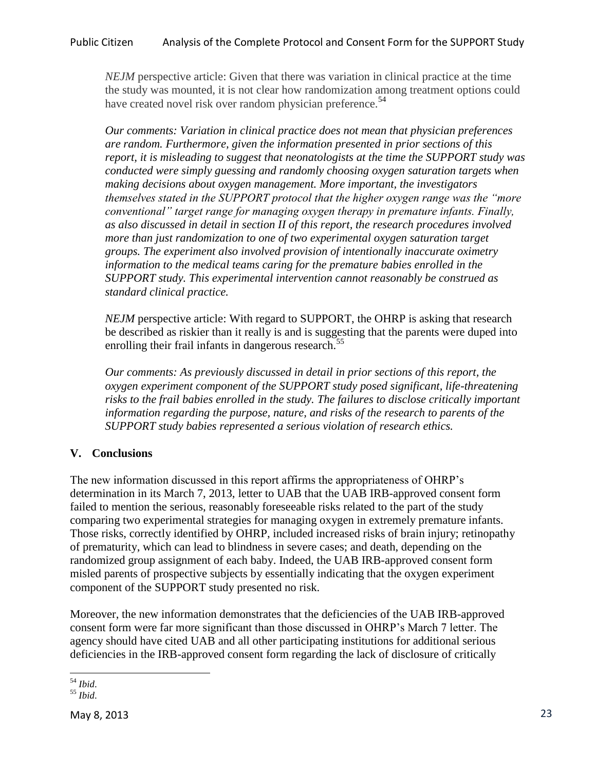*NEJM* perspective article: Given that there was variation in clinical practice at the time the study was mounted, it is not clear how randomization among treatment options could have created novel risk over random physician preference.[54]

*Our comments: Variation in clinical practice does not mean that physician preferences are random. Furthermore, given the information presented in prior sections of this report, it is misleading to suggest that neonatologists at the time the SUPPORT study was conducted were simply guessing and randomly choosing oxygen saturation targets when making decisions about oxygen management. More important, the investigators themselves stated in the SUPPORT protocol that the higher oxygen range was the "more conventional" target range for managing oxygen therapy in premature infants. Finally, as also discussed in detail in section II of this report, the research procedures involved more than just randomization to one of two experimental oxygen saturation target groups. The experiment also involved provision of intentionally inaccurate oximetry information to the medical teams caring for the premature babies enrolled in the SUPPORT study. This experimental intervention cannot reasonably be construed as standard clinical practice.*

*NEJM* perspective article: With regard to SUPPORT, the OHRP is asking that research be described as riskier than it really is and is suggesting that the parents were duped into enrolling their frail infants in dangerous research.[55]

*Our comments: As previously discussed in detail in prior sections of this report, the oxygen experiment component of the SUPPORT study posed significant, life-threatening risks to the frail babies enrolled in the study. The failures to disclose critically important information regarding the purpose, nature, and risks of the research to parents of the SUPPORT study babies represented a serious violation of research ethics.*

## V. Conclusions

The new information discussed in this report affirms the appropriateness of OHRP's determination in its March 7, 2013, letter to UAB that the UAB IRB-approved consent form failed to mention the serious, reasonably foreseeable risks related to the part of the study comparing two experimental strategies for managing oxygen in extremely premature infants. Those risks, correctly identified by OHRP, included increased risks of brain injury; retinopathy of prematurity, which can lead to blindness in severe cases; and death, depending on the randomized group assignment of each baby. Indeed, the UAB IRB-approved consent form misled parents of prospective subjects by essentially indicating that the oxygen experiment component of the SUPPORT study presented no risk.

Moreover, the new information demonstrates that the deficiencies of the UAB IRB-approved consent form were far more significant than those discussed in OHRP's March 7 letter. The agency should have cited UAB and all other participating institutions for additional serious deficiencies in the IRB-approved consent form regarding the lack of disclosure of critically

[54] *Ibid*.

[55] *Ibid*.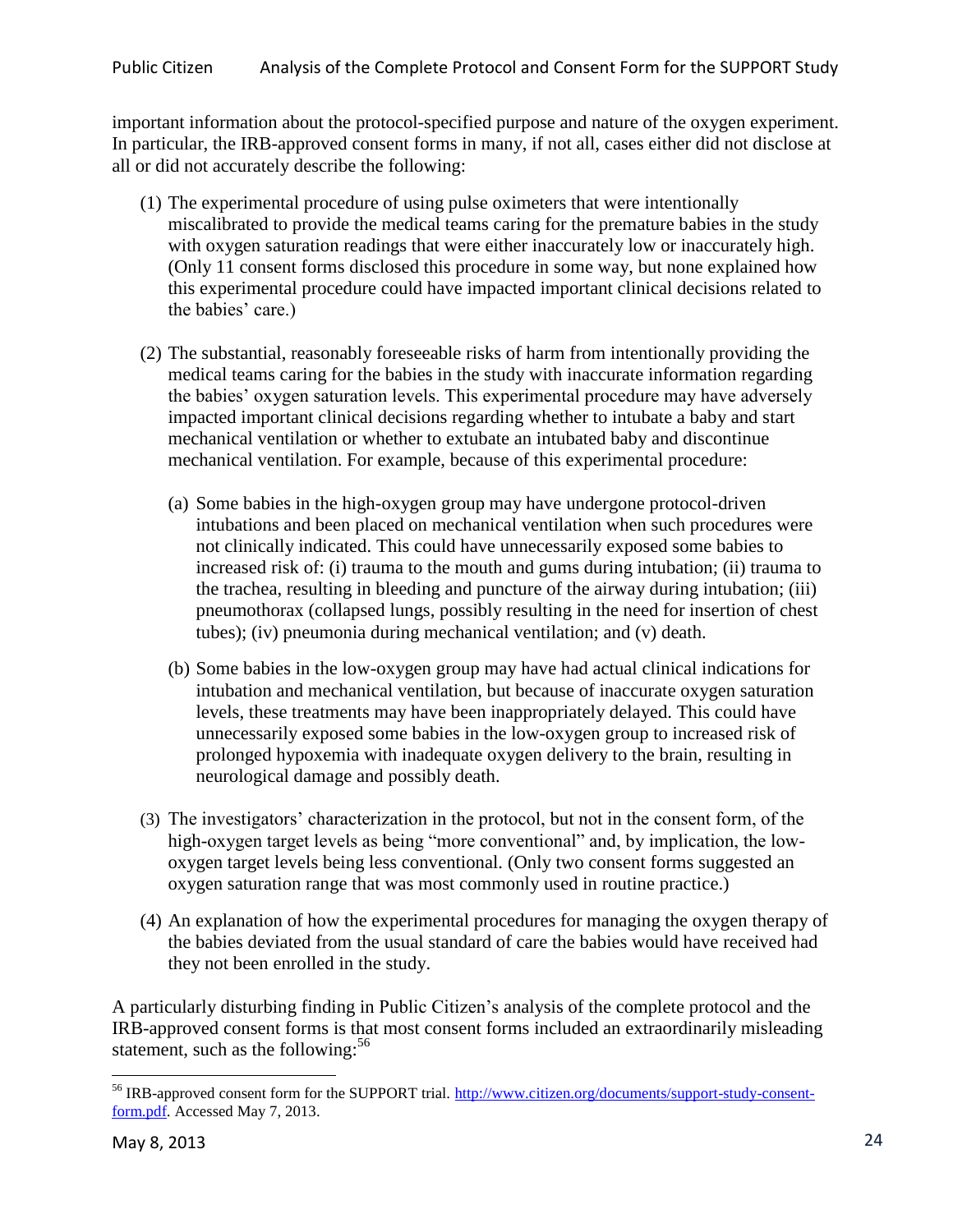important information about the protocol-specified purpose and nature of the oxygen experiment. In particular, the IRB-approved consent forms in many, if not all, cases either did not disclose at all or did not accurately describe the following:

(1) The experimental procedure of using pulse oximeters that were intentionally miscalibrated to provide the medical teams caring for the premature babies in the study with oxygen saturation readings that were either inaccurately low or inaccurately high. (Only 11 consent forms disclosed this procedure in some way, but none explained how this experimental procedure could have impacted important clinical decisions related to the babies' care.)

(2) The substantial, reasonably foreseeable risks of harm from intentionally providing the medical teams caring for the babies in the study with inaccurate information regarding the babies' oxygen saturation levels. This experimental procedure may have adversely impacted important clinical decisions regarding whether to intubate a baby and start mechanical ventilation or whether to extubate an intubated baby and discontinue mechanical ventilation. For example, because of this experimental procedure:

   (a) Some babies in the high-oxygen group may have undergone protocol-driven intubations and been placed on mechanical ventilation when such procedures were not clinically indicated. This could have unnecessarily exposed some babies to increased risk of: (i) trauma to the mouth and gums during intubation; (ii) trauma to the trachea, resulting in bleeding and puncture of the airway during intubation; (iii) pneumothorax (collapsed lungs, possibly resulting in the need for insertion of chest tubes); (iv) pneumonia during mechanical ventilation; and (v) death.

   (b) Some babies in the low-oxygen group may have had actual clinical indications for intubation and mechanical ventilation, but because of inaccurate oxygen saturation levels, these treatments may have been inappropriately delayed. This could have unnecessarily exposed some babies in the low-oxygen group to increased risk of prolonged hypoxemia with inadequate oxygen delivery to the brain, resulting in neurological damage and possibly death.

(3) The investigators' characterization in the protocol, but not in the consent form, of the high-oxygen target levels as being "more conventional" and, by implication, the low-oxygen target levels being less conventional. (Only two consent forms suggested an oxygen saturation range that was most commonly used in routine practice.)

(4) An explanation of how the experimental procedures for managing the oxygen therapy of the babies deviated from the usual standard of care the babies would have received had they not been enrolled in the study.

A particularly disturbing finding in Public Citizen's analysis of the complete protocol and the IRB-approved consent forms is that most consent forms included an extraordinarily misleading statement, such as the following:[56]

---

[56] IRB-approved consent form for the SUPPORT trial. http://www.citizen.org/documents/support-study-consent-form.pdf. Accessed May 7, 2013.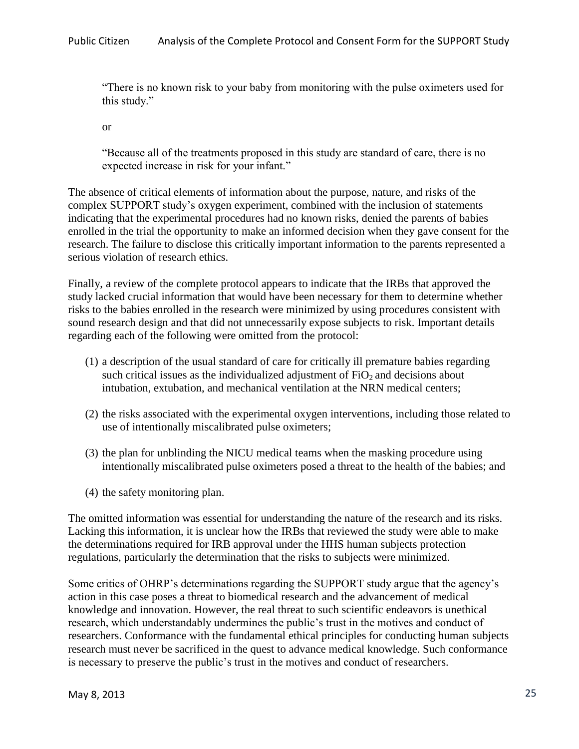> "There is no known risk to your baby from monitoring with the pulse oximeters used for this study."
>
> or
>
> "Because all of the treatments proposed in this study are standard of care, there is no expected increase in risk for your infant."

The absence of critical elements of information about the purpose, nature, and risks of the complex SUPPORT study's oxygen experiment, combined with the inclusion of statements indicating that the experimental procedures had no known risks, denied the parents of babies enrolled in the trial the opportunity to make an informed decision when they gave consent for the research. The failure to disclose this critically important information to the parents represented a serious violation of research ethics.

Finally, a review of the complete protocol appears to indicate that the IRBs that approved the study lacked crucial information that would have been necessary for them to determine whether risks to the babies enrolled in the research were minimized by using procedures consistent with sound research design and that did not unnecessarily expose subjects to risk. Important details regarding each of the following were omitted from the protocol:

1. a description of the usual standard of care for critically ill premature babies regarding such critical issues as the individualized adjustment of $FiO_2$ and decisions about intubation, extubation, and mechanical ventilation at the NRN medical centers;
2. the risks associated with the experimental oxygen interventions, including those related to use of intentionally miscalibrated pulse oximeters;
3. the plan for unblinding the NICU medical teams when the masking procedure using intentionally miscalibrated pulse oximeters posed a threat to the health of the babies; and
4. the safety monitoring plan.

The omitted information was essential for understanding the nature of the research and its risks. Lacking this information, it is unclear how the IRBs that reviewed the study were able to make the determinations required for IRB approval under the HHS human subjects protection regulations, particularly the determination that the risks to subjects were minimized.

Some critics of OHRP's determinations regarding the SUPPORT study argue that the agency's action in this case poses a threat to biomedical research and the advancement of medical knowledge and innovation. However, the real threat to such scientific endeavors is unethical research, which understandably undermines the public's trust in the motives and conduct of researchers. Conformance with the fundamental ethical principles for conducting human subjects research must never be sacrificed in the quest to advance medical knowledge. Such conformance is necessary to preserve the public's trust in the motives and conduct of researchers.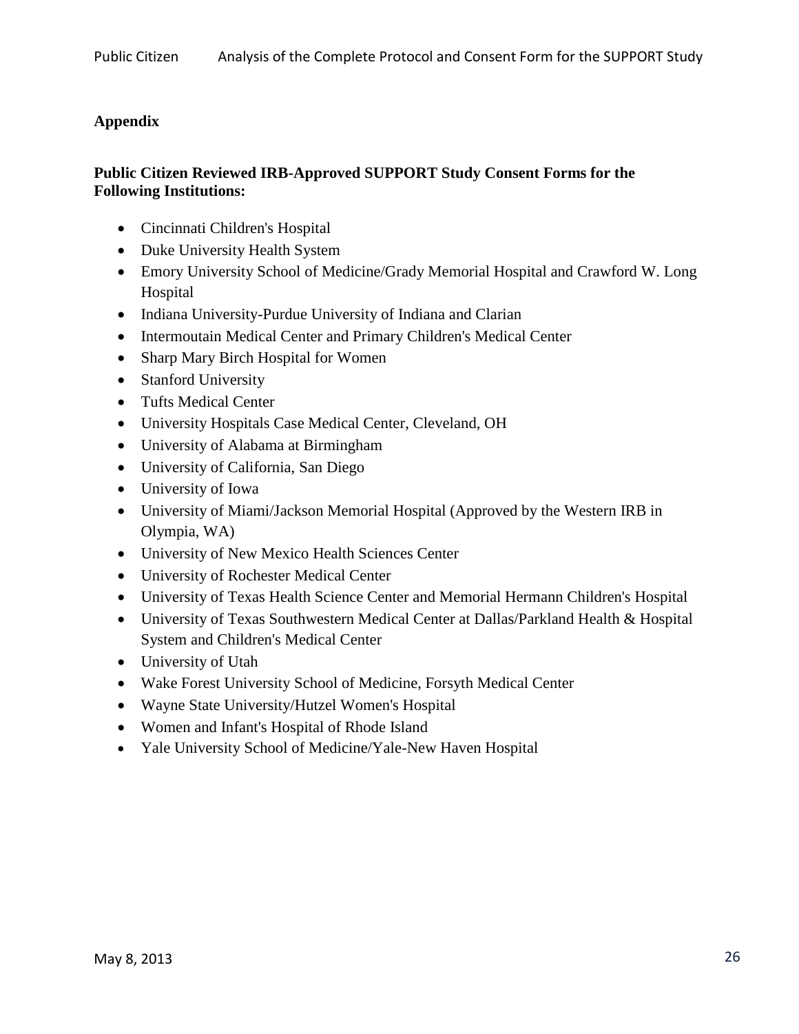## Appendix

**Public Citizen Reviewed IRB-Approved SUPPORT Study Consent Forms for the Following Institutions:**

- Cincinnati Children's Hospital
- Duke University Health System
- Emory University School of Medicine/Grady Memorial Hospital and Crawford W. Long Hospital
- Indiana University-Purdue University of Indiana and Clarian
- Intermoutain Medical Center and Primary Children's Medical Center
- Sharp Mary Birch Hospital for Women
- Stanford University
- Tufts Medical Center
- University Hospitals Case Medical Center, Cleveland, OH
- University of Alabama at Birmingham
- University of California, San Diego
- University of Iowa
- University of Miami/Jackson Memorial Hospital (Approved by the Western IRB in Olympia, WA)
- University of New Mexico Health Sciences Center
- University of Rochester Medical Center
- University of Texas Health Science Center and Memorial Hermann Children's Hospital
- University of Texas Southwestern Medical Center at Dallas/Parkland Health & Hospital System and Children's Medical Center
- University of Utah
- Wake Forest University School of Medicine, Forsyth Medical Center
- Wayne State University/Hutzel Women's Hospital
- Women and Infant's Hospital of Rhode Island
- Yale University School of Medicine/Yale-New Haven Hospital